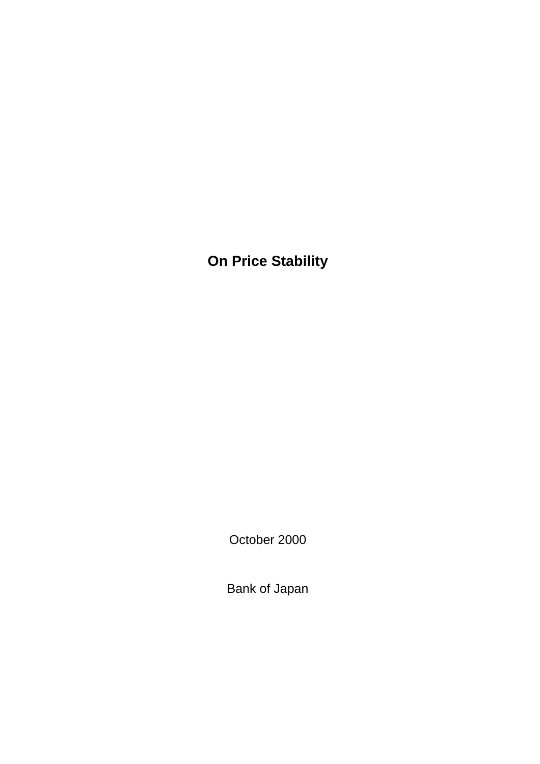# On Price Stability

October 2000

Bank of Japan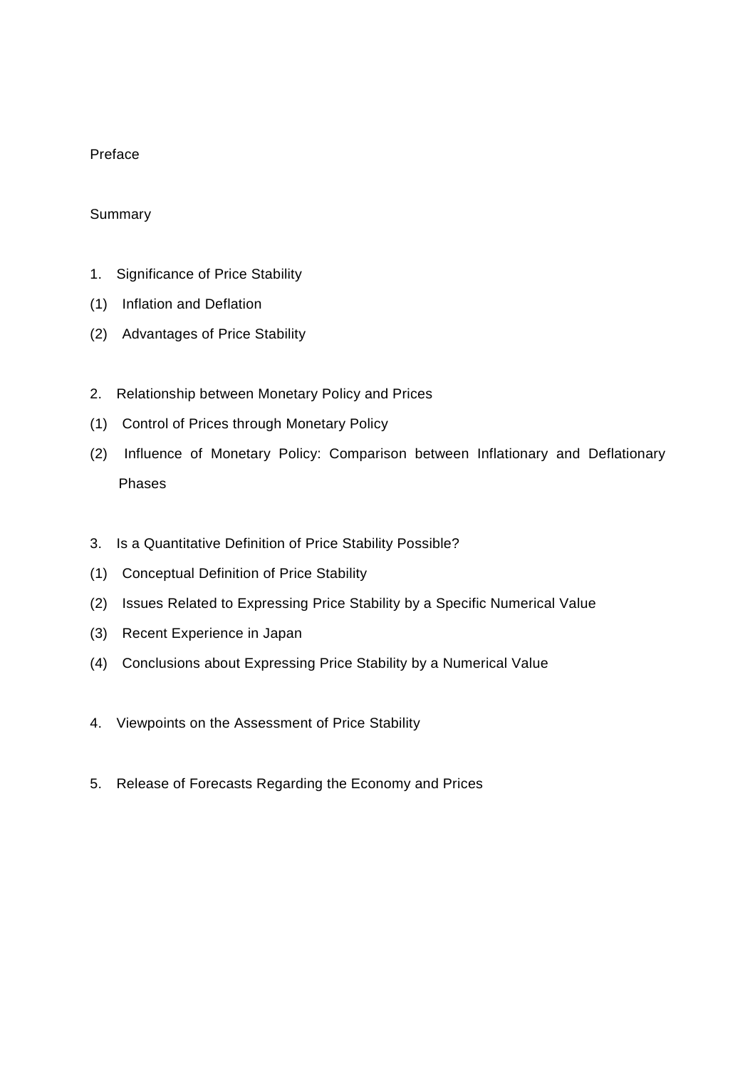Preface

Summary

1. Significance of Price Stability

(1) Inflation and Deflation

(2) Advantages of Price Stability

2. Relationship between Monetary Policy and Prices

(1) Control of Prices through Monetary Policy

(2) Influence of Monetary Policy: Comparison between Inflationary and Deflationary Phases

3. Is a Quantitative Definition of Price Stability Possible?

(1) Conceptual Definition of Price Stability

(2) Issues Related to Expressing Price Stability by a Specific Numerical Value

(3) Recent Experience in Japan

(4) Conclusions about Expressing Price Stability by a Numerical Value

4. Viewpoints on the Assessment of Price Stability

5. Release of Forecasts Regarding the Economy and Prices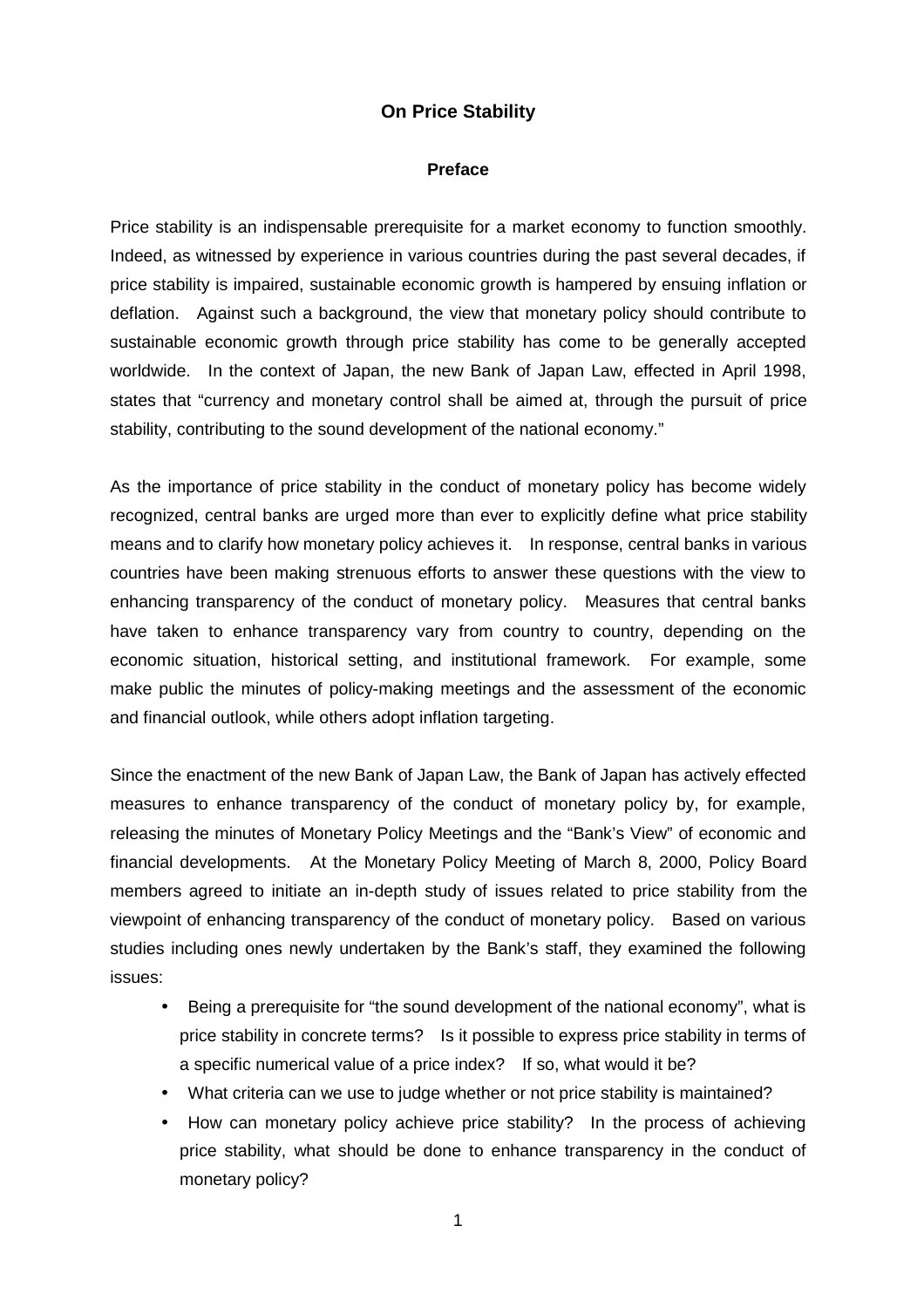# On Price Stability

## Preface

Price stability is an indispensable prerequisite for a market economy to function smoothly. Indeed, as witnessed by experience in various countries during the past several decades, if price stability is impaired, sustainable economic growth is hampered by ensuing inflation or deflation. Against such a background, the view that monetary policy should contribute to sustainable economic growth through price stability has come to be generally accepted worldwide. In the context of Japan, the new Bank of Japan Law, effected in April 1998, states that "currency and monetary control shall be aimed at, through the pursuit of price stability, contributing to the sound development of the national economy."

As the importance of price stability in the conduct of monetary policy has become widely recognized, central banks are urged more than ever to explicitly define what price stability means and to clarify how monetary policy achieves it. In response, central banks in various countries have been making strenuous efforts to answer these questions with the view to enhancing transparency of the conduct of monetary policy. Measures that central banks have taken to enhance transparency vary from country to country, depending on the economic situation, historical setting, and institutional framework. For example, some make public the minutes of policy-making meetings and the assessment of the economic and financial outlook, while others adopt inflation targeting.

Since the enactment of the new Bank of Japan Law, the Bank of Japan has actively effected measures to enhance transparency of the conduct of monetary policy by, for example, releasing the minutes of Monetary Policy Meetings and the "Bank's View" of economic and financial developments. At the Monetary Policy Meeting of March 8, 2000, Policy Board members agreed to initiate an in-depth study of issues related to price stability from the viewpoint of enhancing transparency of the conduct of monetary policy. Based on various studies including ones newly undertaken by the Bank's staff, they examined the following issues:

- Being a prerequisite for "the sound development of the national economy", what is price stability in concrete terms? Is it possible to express price stability in terms of a specific numerical value of a price index? If so, what would it be?
- What criteria can we use to judge whether or not price stability is maintained?
- How can monetary policy achieve price stability? In the process of achieving price stability, what should be done to enhance transparency in the conduct of monetary policy?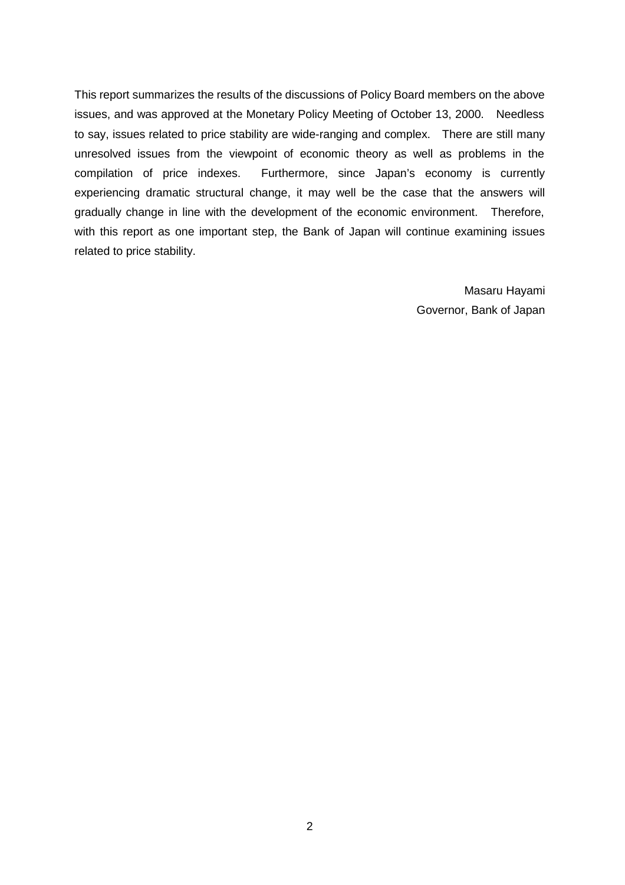This report summarizes the results of the discussions of Policy Board members on the above issues, and was approved at the Monetary Policy Meeting of October 13, 2000. Needless to say, issues related to price stability are wide-ranging and complex. There are still many unresolved issues from the viewpoint of economic theory as well as problems in the compilation of price indexes. Furthermore, since Japan's economy is currently experiencing dramatic structural change, it may well be the case that the answers will gradually change in line with the development of the economic environment. Therefore, with this report as one important step, the Bank of Japan will continue examining issues related to price stability.

Masaru Hayami
Governor, Bank of Japan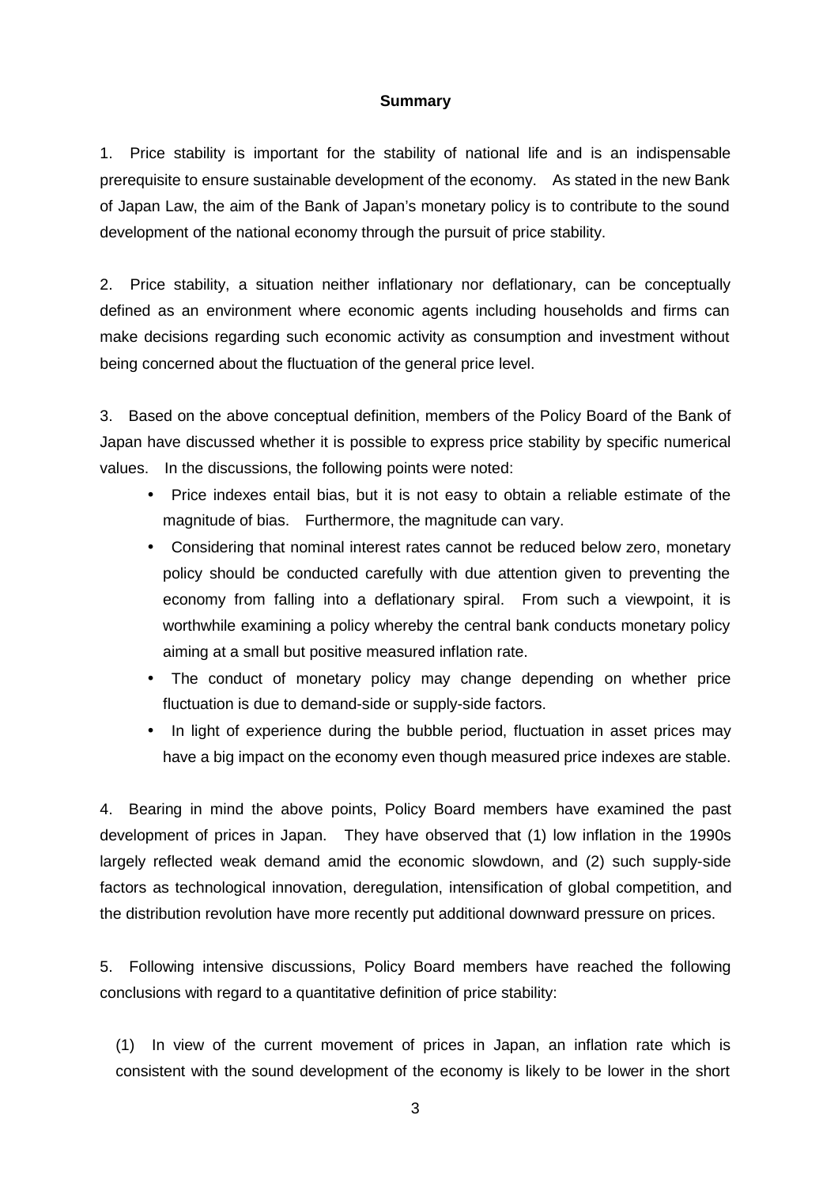**Summary**

1. Price stability is important for the stability of national life and is an indispensable prerequisite to ensure sustainable development of the economy. As stated in the new Bank of Japan Law, the aim of the Bank of Japan's monetary policy is to contribute to the sound development of the national economy through the pursuit of price stability.

2. Price stability, a situation neither inflationary nor deflationary, can be conceptually defined as an environment where economic agents including households and firms can make decisions regarding such economic activity as consumption and investment without being concerned about the fluctuation of the general price level.

3. Based on the above conceptual definition, members of the Policy Board of the Bank of Japan have discussed whether it is possible to express price stability by specific numerical values. In the discussions, the following points were noted:

- Price indexes entail bias, but it is not easy to obtain a reliable estimate of the magnitude of bias. Furthermore, the magnitude can vary.
- Considering that nominal interest rates cannot be reduced below zero, monetary policy should be conducted carefully with due attention given to preventing the economy from falling into a deflationary spiral. From such a viewpoint, it is worthwhile examining a policy whereby the central bank conducts monetary policy aiming at a small but positive measured inflation rate.
- The conduct of monetary policy may change depending on whether price fluctuation is due to demand-side or supply-side factors.
- In light of experience during the bubble period, fluctuation in asset prices may have a big impact on the economy even though measured price indexes are stable.

4. Bearing in mind the above points, Policy Board members have examined the past development of prices in Japan. They have observed that (1) low inflation in the 1990s largely reflected weak demand amid the economic slowdown, and (2) such supply-side factors as technological innovation, deregulation, intensification of global competition, and the distribution revolution have more recently put additional downward pressure on prices.

5. Following intensive discussions, Policy Board members have reached the following conclusions with regard to a quantitative definition of price stability:

(1) In view of the current movement of prices in Japan, an inflation rate which is consistent with the sound development of the economy is likely to be lower in the short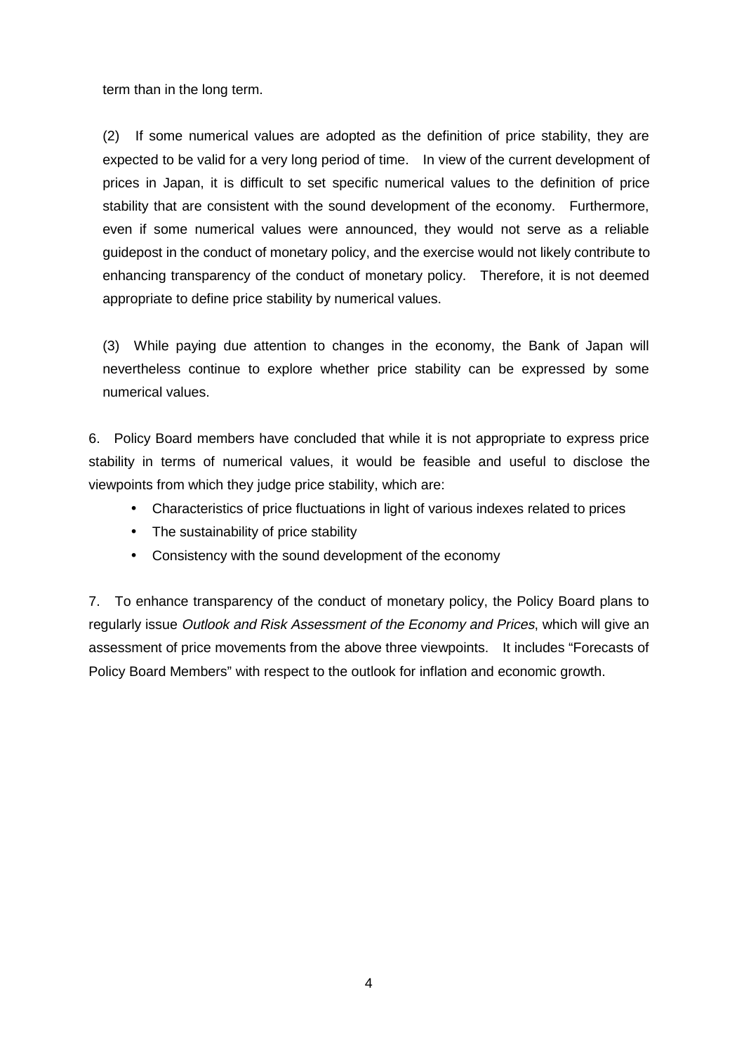term than in the long term.

(2) If some numerical values are adopted as the definition of price stability, they are expected to be valid for a very long period of time. In view of the current development of prices in Japan, it is difficult to set specific numerical values to the definition of price stability that are consistent with the sound development of the economy. Furthermore, even if some numerical values were announced, they would not serve as a reliable guidepost in the conduct of monetary policy, and the exercise would not likely contribute to enhancing transparency of the conduct of monetary policy. Therefore, it is not deemed appropriate to define price stability by numerical values.

(3) While paying due attention to changes in the economy, the Bank of Japan will nevertheless continue to explore whether price stability can be expressed by some numerical values.

6. Policy Board members have concluded that while it is not appropriate to express price stability in terms of numerical values, it would be feasible and useful to disclose the viewpoints from which they judge price stability, which are:

- Characteristics of price fluctuations in light of various indexes related to prices
- The sustainability of price stability
- Consistency with the sound development of the economy

7. To enhance transparency of the conduct of monetary policy, the Policy Board plans to regularly issue *Outlook and Risk Assessment of the Economy and Prices*, which will give an assessment of price movements from the above three viewpoints. It includes "Forecasts of Policy Board Members" with respect to the outlook for inflation and economic growth.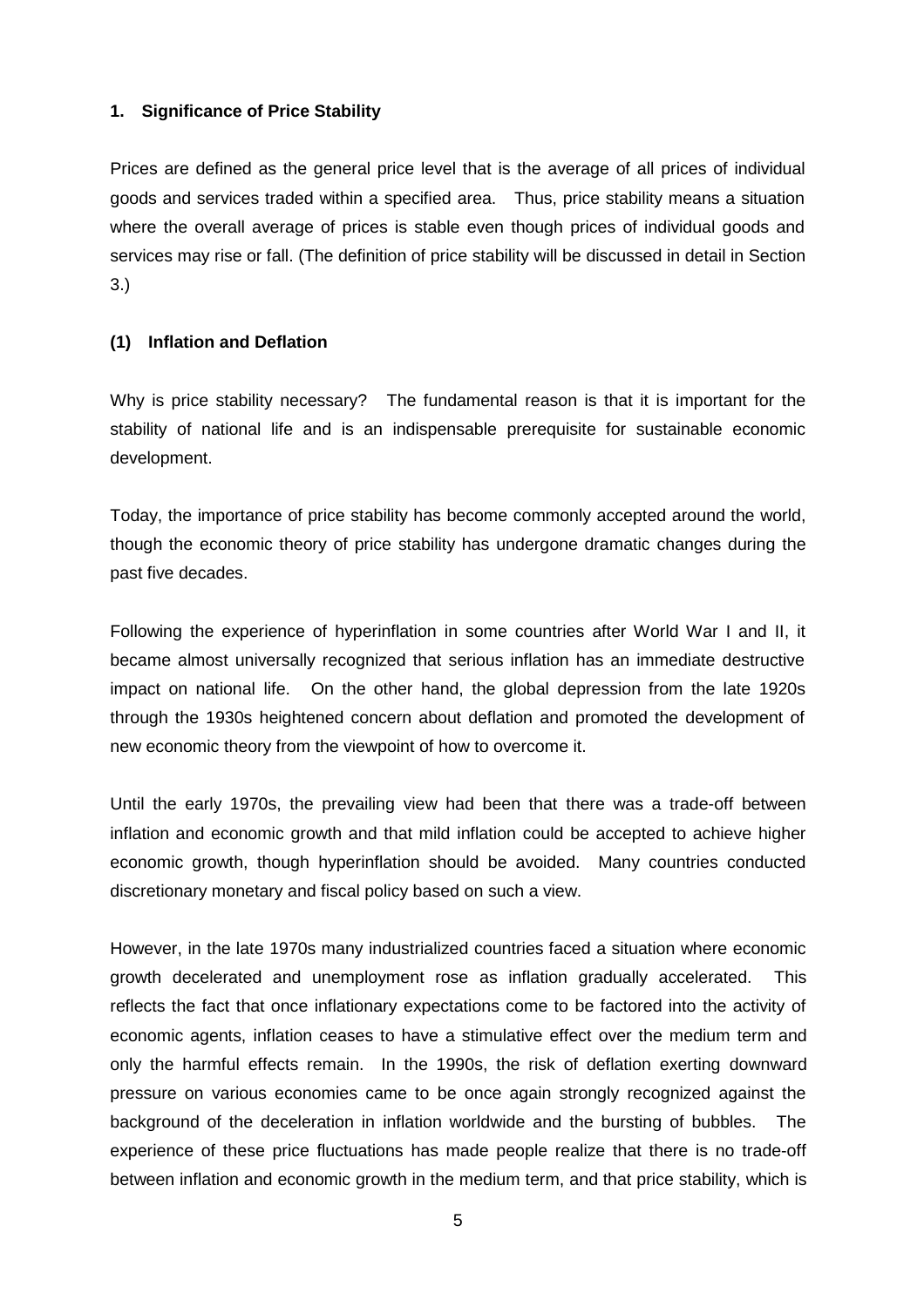## 1. Significance of Price Stability

Prices are defined as the general price level that is the average of all prices of individual goods and services traded within a specified area. Thus, price stability means a situation where the overall average of prices is stable even though prices of individual goods and services may rise or fall. (The definition of price stability will be discussed in detail in Section 3.)

### (1) Inflation and Deflation

Why is price stability necessary? The fundamental reason is that it is important for the stability of national life and is an indispensable prerequisite for sustainable economic development.

Today, the importance of price stability has become commonly accepted around the world, though the economic theory of price stability has undergone dramatic changes during the past five decades.

Following the experience of hyperinflation in some countries after World War I and II, it became almost universally recognized that serious inflation has an immediate destructive impact on national life. On the other hand, the global depression from the late 1920s through the 1930s heightened concern about deflation and promoted the development of new economic theory from the viewpoint of how to overcome it.

Until the early 1970s, the prevailing view had been that there was a trade-off between inflation and economic growth and that mild inflation could be accepted to achieve higher economic growth, though hyperinflation should be avoided. Many countries conducted discretionary monetary and fiscal policy based on such a view.

However, in the late 1970s many industrialized countries faced a situation where economic growth decelerated and unemployment rose as inflation gradually accelerated. This reflects the fact that once inflationary expectations come to be factored into the activity of economic agents, inflation ceases to have a stimulative effect over the medium term and only the harmful effects remain. In the 1990s, the risk of deflation exerting downward pressure on various economies came to be once again strongly recognized against the background of the deceleration in inflation worldwide and the bursting of bubbles. The experience of these price fluctuations has made people realize that there is no trade-off between inflation and economic growth in the medium term, and that price stability, which is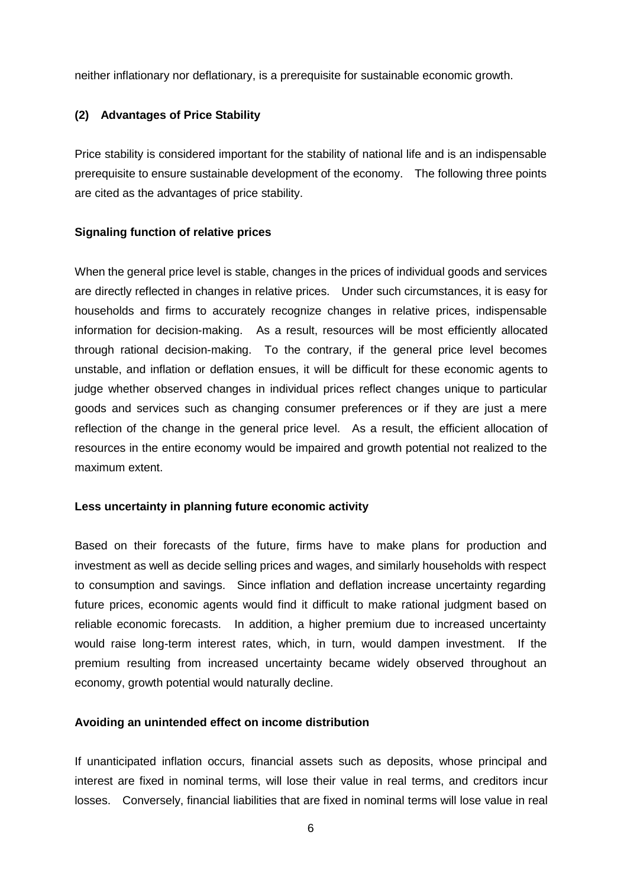neither inflationary nor deflationary, is a prerequisite for sustainable economic growth.

### (2) Advantages of Price Stability

Price stability is considered important for the stability of national life and is an indispensable prerequisite to ensure sustainable development of the economy. The following three points are cited as the advantages of price stability.

#### Signaling function of relative prices

When the general price level is stable, changes in the prices of individual goods and services are directly reflected in changes in relative prices. Under such circumstances, it is easy for households and firms to accurately recognize changes in relative prices, indispensable information for decision-making. As a result, resources will be most efficiently allocated through rational decision-making. To the contrary, if the general price level becomes unstable, and inflation or deflation ensues, it will be difficult for these economic agents to judge whether observed changes in individual prices reflect changes unique to particular goods and services such as changing consumer preferences or if they are just a mere reflection of the change in the general price level. As a result, the efficient allocation of resources in the entire economy would be impaired and growth potential not realized to the maximum extent.

#### Less uncertainty in planning future economic activity

Based on their forecasts of the future, firms have to make plans for production and investment as well as decide selling prices and wages, and similarly households with respect to consumption and savings. Since inflation and deflation increase uncertainty regarding future prices, economic agents would find it difficult to make rational judgment based on reliable economic forecasts. In addition, a higher premium due to increased uncertainty would raise long-term interest rates, which, in turn, would dampen investment. If the premium resulting from increased uncertainty became widely observed throughout an economy, growth potential would naturally decline.

#### Avoiding an unintended effect on income distribution

If unanticipated inflation occurs, financial assets such as deposits, whose principal and interest are fixed in nominal terms, will lose their value in real terms, and creditors incur losses. Conversely, financial liabilities that are fixed in nominal terms will lose value in real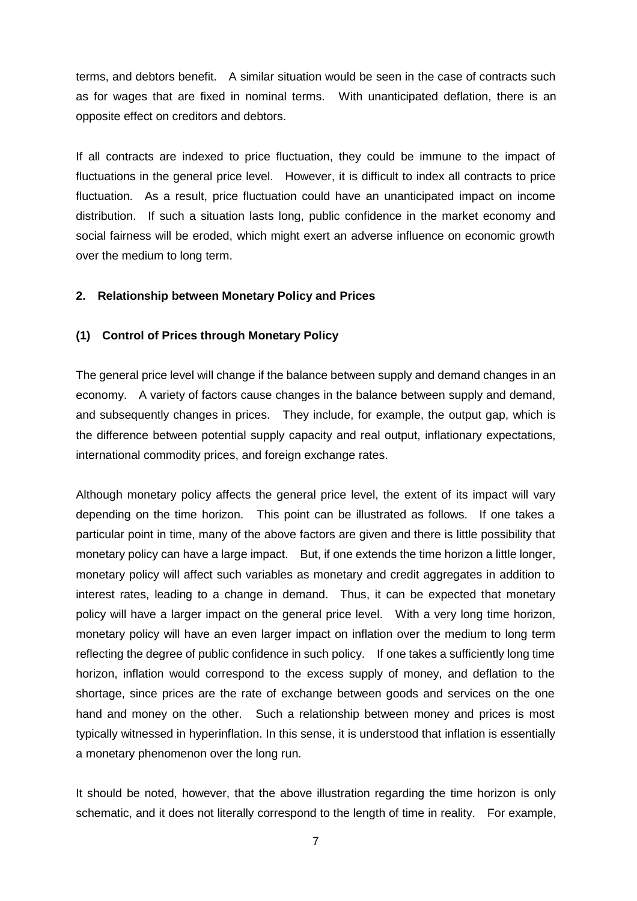terms, and debtors benefit. A similar situation would be seen in the case of contracts such as for wages that are fixed in nominal terms. With unanticipated deflation, there is an opposite effect on creditors and debtors.

If all contracts are indexed to price fluctuation, they could be immune to the impact of fluctuations in the general price level. However, it is difficult to index all contracts to price fluctuation. As a result, price fluctuation could have an unanticipated impact on income distribution. If such a situation lasts long, public confidence in the market economy and social fairness will be eroded, which might exert an adverse influence on economic growth over the medium to long term.

## 2. Relationship between Monetary Policy and Prices

### (1) Control of Prices through Monetary Policy

The general price level will change if the balance between supply and demand changes in an economy. A variety of factors cause changes in the balance between supply and demand, and subsequently changes in prices. They include, for example, the output gap, which is the difference between potential supply capacity and real output, inflationary expectations, international commodity prices, and foreign exchange rates.

Although monetary policy affects the general price level, the extent of its impact will vary depending on the time horizon. This point can be illustrated as follows. If one takes a particular point in time, many of the above factors are given and there is little possibility that monetary policy can have a large impact. But, if one extends the time horizon a little longer, monetary policy will affect such variables as monetary and credit aggregates in addition to interest rates, leading to a change in demand. Thus, it can be expected that monetary policy will have a larger impact on the general price level. With a very long time horizon, monetary policy will have an even larger impact on inflation over the medium to long term reflecting the degree of public confidence in such policy. If one takes a sufficiently long time horizon, inflation would correspond to the excess supply of money, and deflation to the shortage, since prices are the rate of exchange between goods and services on the one hand and money on the other. Such a relationship between money and prices is most typically witnessed in hyperinflation. In this sense, it is understood that inflation is essentially a monetary phenomenon over the long run.

It should be noted, however, that the above illustration regarding the time horizon is only schematic, and it does not literally correspond to the length of time in reality. For example,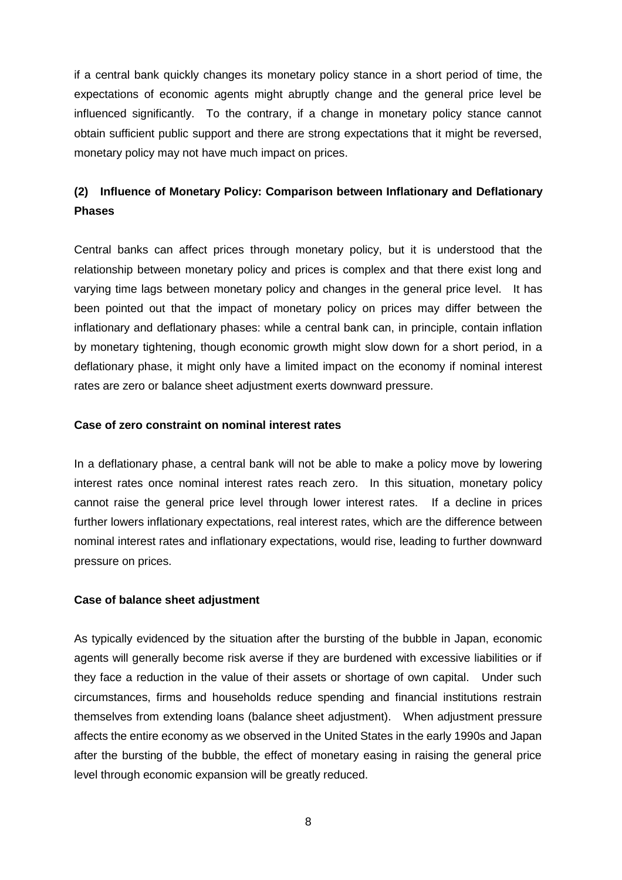if a central bank quickly changes its monetary policy stance in a short period of time, the expectations of economic agents might abruptly change and the general price level be influenced significantly. To the contrary, if a change in monetary policy stance cannot obtain sufficient public support and there are strong expectations that it might be reversed, monetary policy may not have much impact on prices.

### (2) Influence of Monetary Policy: Comparison between Inflationary and Deflationary Phases

Central banks can affect prices through monetary policy, but it is understood that the relationship between monetary policy and prices is complex and that there exist long and varying time lags between monetary policy and changes in the general price level. It has been pointed out that the impact of monetary policy on prices may differ between the inflationary and deflationary phases: while a central bank can, in principle, contain inflation by monetary tightening, though economic growth might slow down for a short period, in a deflationary phase, it might only have a limited impact on the economy if nominal interest rates are zero or balance sheet adjustment exerts downward pressure.

**Case of zero constraint on nominal interest rates**

In a deflationary phase, a central bank will not be able to make a policy move by lowering interest rates once nominal interest rates reach zero. In this situation, monetary policy cannot raise the general price level through lower interest rates. If a decline in prices further lowers inflationary expectations, real interest rates, which are the difference between nominal interest rates and inflationary expectations, would rise, leading to further downward pressure on prices.

**Case of balance sheet adjustment**

As typically evidenced by the situation after the bursting of the bubble in Japan, economic agents will generally become risk averse if they are burdened with excessive liabilities or if they face a reduction in the value of their assets or shortage of own capital. Under such circumstances, firms and households reduce spending and financial institutions restrain themselves from extending loans (balance sheet adjustment). When adjustment pressure affects the entire economy as we observed in the United States in the early 1990s and Japan after the bursting of the bubble, the effect of monetary easing in raising the general price level through economic expansion will be greatly reduced.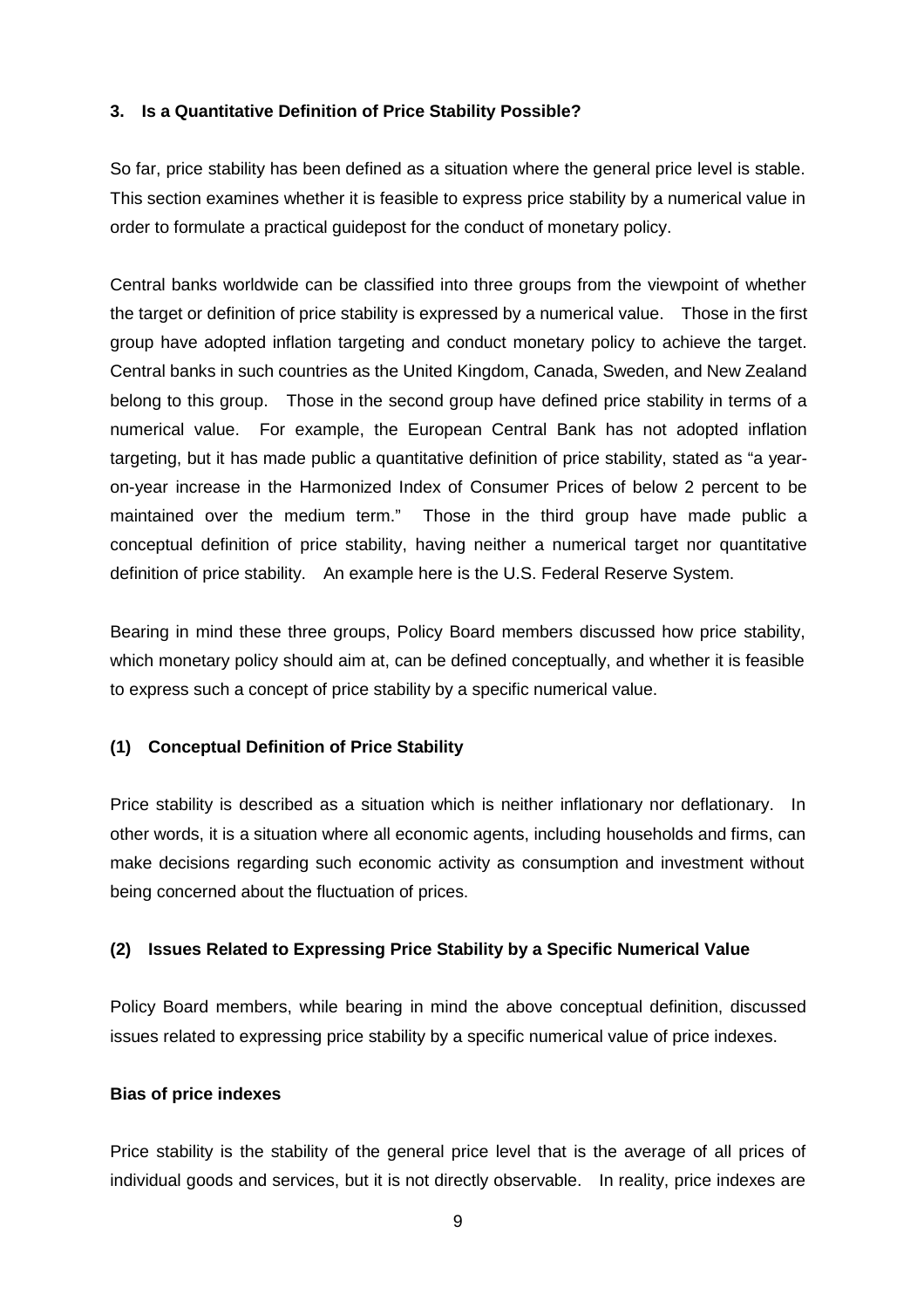## 3. Is a Quantitative Definition of Price Stability Possible?

So far, price stability has been defined as a situation where the general price level is stable. This section examines whether it is feasible to express price stability by a numerical value in order to formulate a practical guidepost for the conduct of monetary policy.

Central banks worldwide can be classified into three groups from the viewpoint of whether the target or definition of price stability is expressed by a numerical value. Those in the first group have adopted inflation targeting and conduct monetary policy to achieve the target. Central banks in such countries as the United Kingdom, Canada, Sweden, and New Zealand belong to this group. Those in the second group have defined price stability in terms of a numerical value. For example, the European Central Bank has not adopted inflation targeting, but it has made public a quantitative definition of price stability, stated as "a year-on-year increase in the Harmonized Index of Consumer Prices of below 2 percent to be maintained over the medium term." Those in the third group have made public a conceptual definition of price stability, having neither a numerical target nor quantitative definition of price stability. An example here is the U.S. Federal Reserve System.

Bearing in mind these three groups, Policy Board members discussed how price stability, which monetary policy should aim at, can be defined conceptually, and whether it is feasible to express such a concept of price stability by a specific numerical value.

### (1) Conceptual Definition of Price Stability

Price stability is described as a situation which is neither inflationary nor deflationary. In other words, it is a situation where all economic agents, including households and firms, can make decisions regarding such economic activity as consumption and investment without being concerned about the fluctuation of prices.

### (2) Issues Related to Expressing Price Stability by a Specific Numerical Value

Policy Board members, while bearing in mind the above conceptual definition, discussed issues related to expressing price stability by a specific numerical value of price indexes.

**Bias of price indexes**

Price stability is the stability of the general price level that is the average of all prices of individual goods and services, but it is not directly observable. In reality, price indexes are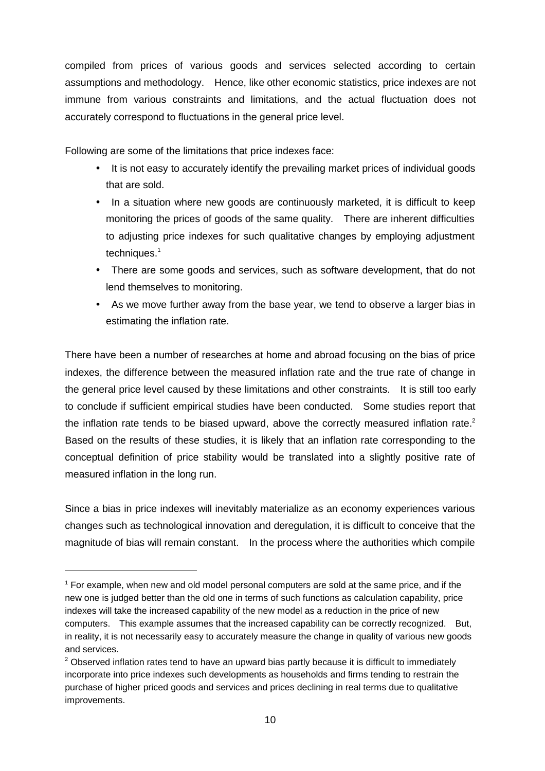compiled from prices of various goods and services selected according to certain assumptions and methodology. Hence, like other economic statistics, price indexes are not immune from various constraints and limitations, and the actual fluctuation does not accurately correspond to fluctuations in the general price level.

Following are some of the limitations that price indexes face:

- It is not easy to accurately identify the prevailing market prices of individual goods that are sold.
- In a situation where new goods are continuously marketed, it is difficult to keep monitoring the prices of goods of the same quality. There are inherent difficulties to adjusting price indexes for such qualitative changes by employing adjustment techniques.[1]
- There are some goods and services, such as software development, that do not lend themselves to monitoring.
- As we move further away from the base year, we tend to observe a larger bias in estimating the inflation rate.

There have been a number of researches at home and abroad focusing on the bias of price indexes, the difference between the measured inflation rate and the true rate of change in the general price level caused by these limitations and other constraints. It is still too early to conclude if sufficient empirical studies have been conducted. Some studies report that the inflation rate tends to be biased upward, above the correctly measured inflation rate.[2] Based on the results of these studies, it is likely that an inflation rate corresponding to the conceptual definition of price stability would be translated into a slightly positive rate of measured inflation in the long run.

Since a bias in price indexes will inevitably materialize as an economy experiences various changes such as technological innovation and deregulation, it is difficult to conceive that the magnitude of bias will remain constant. In the process where the authorities which compile

---

[1] For example, when new and old model personal computers are sold at the same price, and if the new one is judged better than the old one in terms of such functions as calculation capability, price indexes will take the increased capability of the new model as a reduction in the price of new computers. This example assumes that the increased capability can be correctly recognized. But, in reality, it is not necessarily easy to accurately measure the change in quality of various new goods and services.

[2] Observed inflation rates tend to have an upward bias partly because it is difficult to immediately incorporate into price indexes such developments as households and firms tending to restrain the purchase of higher priced goods and services and prices declining in real terms due to qualitative improvements.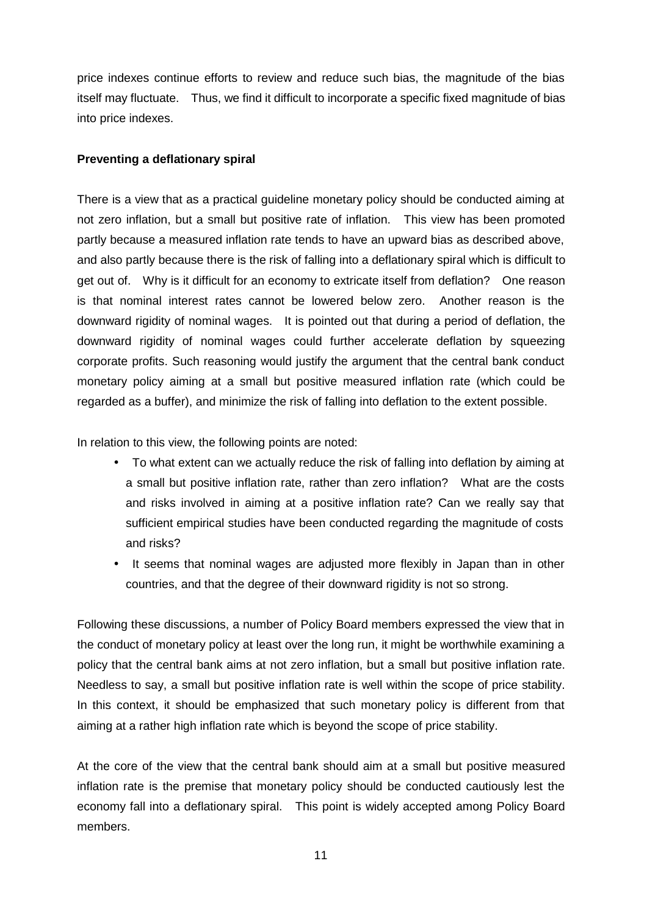price indexes continue efforts to review and reduce such bias, the magnitude of the bias itself may fluctuate. Thus, we find it difficult to incorporate a specific fixed magnitude of bias into price indexes.

**Preventing a deflationary spiral**

There is a view that as a practical guideline monetary policy should be conducted aiming at not zero inflation, but a small but positive rate of inflation. This view has been promoted partly because a measured inflation rate tends to have an upward bias as described above, and also partly because there is the risk of falling into a deflationary spiral which is difficult to get out of. Why is it difficult for an economy to extricate itself from deflation? One reason is that nominal interest rates cannot be lowered below zero. Another reason is the downward rigidity of nominal wages. It is pointed out that during a period of deflation, the downward rigidity of nominal wages could further accelerate deflation by squeezing corporate profits. Such reasoning would justify the argument that the central bank conduct monetary policy aiming at a small but positive measured inflation rate (which could be regarded as a buffer), and minimize the risk of falling into deflation to the extent possible.

In relation to this view, the following points are noted:

- To what extent can we actually reduce the risk of falling into deflation by aiming at a small but positive inflation rate, rather than zero inflation? What are the costs and risks involved in aiming at a positive inflation rate? Can we really say that sufficient empirical studies have been conducted regarding the magnitude of costs and risks?
- It seems that nominal wages are adjusted more flexibly in Japan than in other countries, and that the degree of their downward rigidity is not so strong.

Following these discussions, a number of Policy Board members expressed the view that in the conduct of monetary policy at least over the long run, it might be worthwhile examining a policy that the central bank aims at not zero inflation, but a small but positive inflation rate. Needless to say, a small but positive inflation rate is well within the scope of price stability. In this context, it should be emphasized that such monetary policy is different from that aiming at a rather high inflation rate which is beyond the scope of price stability.

At the core of the view that the central bank should aim at a small but positive measured inflation rate is the premise that monetary policy should be conducted cautiously lest the economy fall into a deflationary spiral. This point is widely accepted among Policy Board members.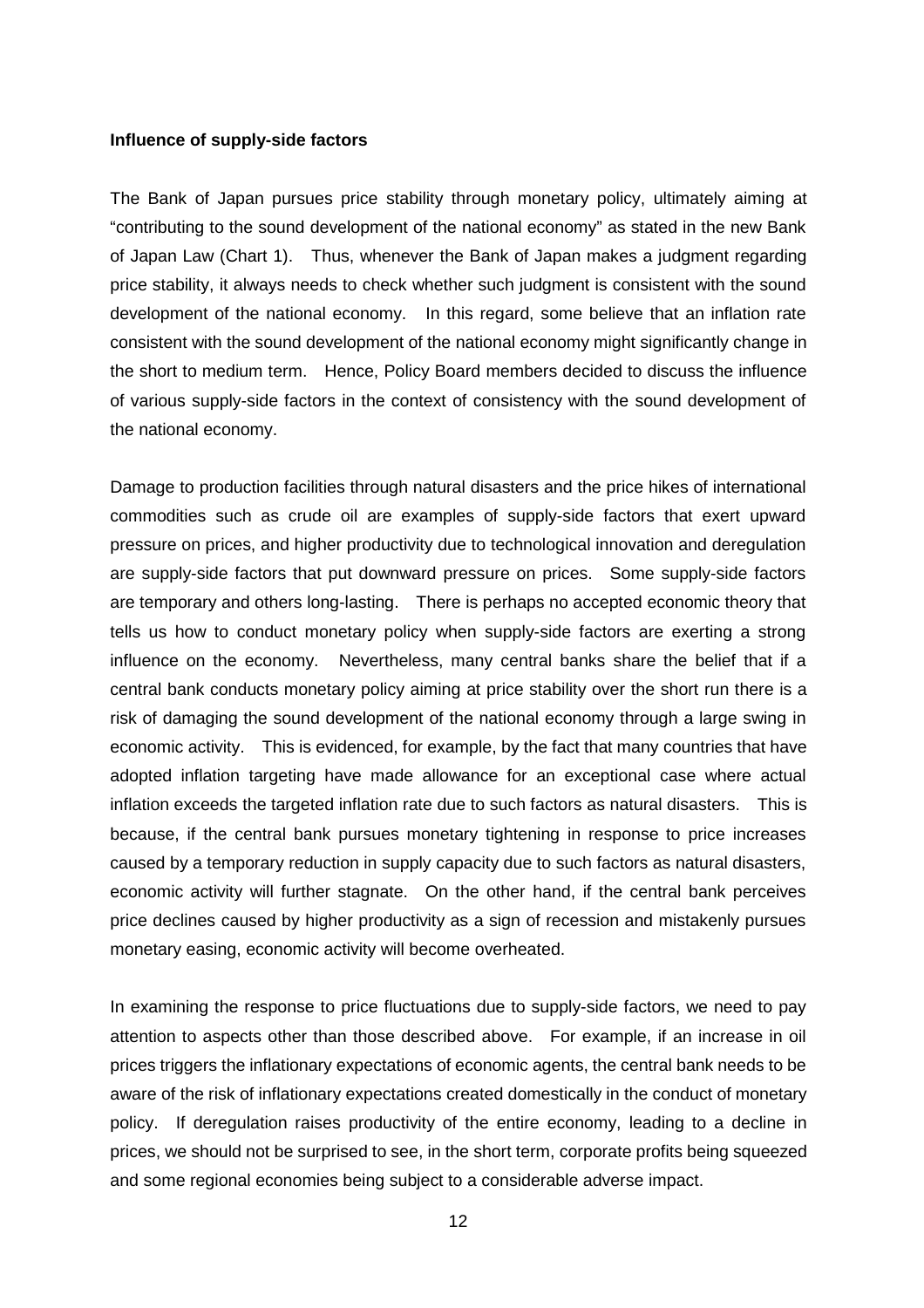**Influence of supply-side factors**

The Bank of Japan pursues price stability through monetary policy, ultimately aiming at "contributing to the sound development of the national economy" as stated in the new Bank of Japan Law (Chart 1). Thus, whenever the Bank of Japan makes a judgment regarding price stability, it always needs to check whether such judgment is consistent with the sound development of the national economy. In this regard, some believe that an inflation rate consistent with the sound development of the national economy might significantly change in the short to medium term. Hence, Policy Board members decided to discuss the influence of various supply-side factors in the context of consistency with the sound development of the national economy.

Damage to production facilities through natural disasters and the price hikes of international commodities such as crude oil are examples of supply-side factors that exert upward pressure on prices, and higher productivity due to technological innovation and deregulation are supply-side factors that put downward pressure on prices. Some supply-side factors are temporary and others long-lasting. There is perhaps no accepted economic theory that tells us how to conduct monetary policy when supply-side factors are exerting a strong influence on the economy. Nevertheless, many central banks share the belief that if a central bank conducts monetary policy aiming at price stability over the short run there is a risk of damaging the sound development of the national economy through a large swing in economic activity. This is evidenced, for example, by the fact that many countries that have adopted inflation targeting have made allowance for an exceptional case where actual inflation exceeds the targeted inflation rate due to such factors as natural disasters. This is because, if the central bank pursues monetary tightening in response to price increases caused by a temporary reduction in supply capacity due to such factors as natural disasters, economic activity will further stagnate. On the other hand, if the central bank perceives price declines caused by higher productivity as a sign of recession and mistakenly pursues monetary easing, economic activity will become overheated.

In examining the response to price fluctuations due to supply-side factors, we need to pay attention to aspects other than those described above. For example, if an increase in oil prices triggers the inflationary expectations of economic agents, the central bank needs to be aware of the risk of inflationary expectations created domestically in the conduct of monetary policy. If deregulation raises productivity of the entire economy, leading to a decline in prices, we should not be surprised to see, in the short term, corporate profits being squeezed and some regional economies being subject to a considerable adverse impact.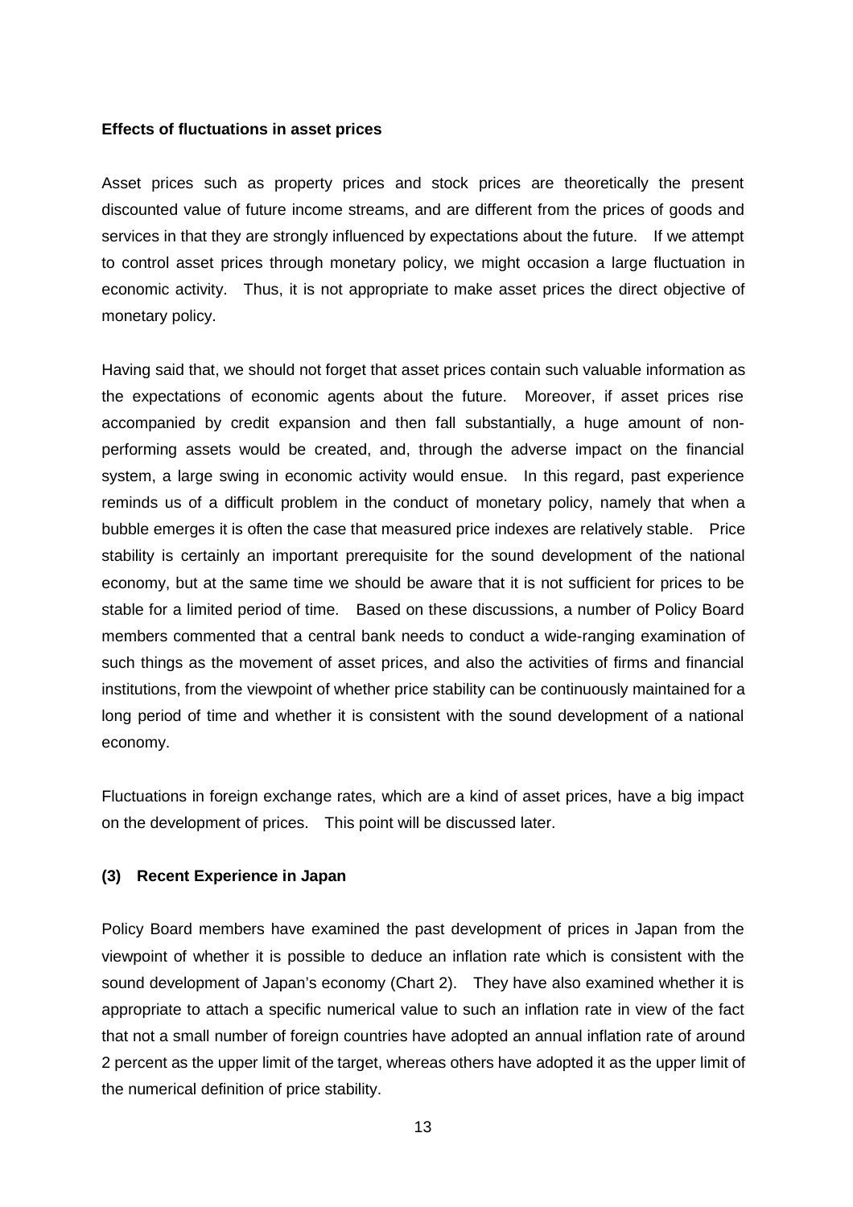**Effects of fluctuations in asset prices**

Asset prices such as property prices and stock prices are theoretically the present discounted value of future income streams, and are different from the prices of goods and services in that they are strongly influenced by expectations about the future. If we attempt to control asset prices through monetary policy, we might occasion a large fluctuation in economic activity. Thus, it is not appropriate to make asset prices the direct objective of monetary policy.

Having said that, we should not forget that asset prices contain such valuable information as the expectations of economic agents about the future. Moreover, if asset prices rise accompanied by credit expansion and then fall substantially, a huge amount of non-performing assets would be created, and, through the adverse impact on the financial system, a large swing in economic activity would ensue. In this regard, past experience reminds us of a difficult problem in the conduct of monetary policy, namely that when a bubble emerges it is often the case that measured price indexes are relatively stable. Price stability is certainly an important prerequisite for the sound development of the national economy, but at the same time we should be aware that it is not sufficient for prices to be stable for a limited period of time. Based on these discussions, a number of Policy Board members commented that a central bank needs to conduct a wide-ranging examination of such things as the movement of asset prices, and also the activities of firms and financial institutions, from the viewpoint of whether price stability can be continuously maintained for a long period of time and whether it is consistent with the sound development of a national economy.

Fluctuations in foreign exchange rates, which are a kind of asset prices, have a big impact on the development of prices. This point will be discussed later.

### (3) Recent Experience in Japan

Policy Board members have examined the past development of prices in Japan from the viewpoint of whether it is possible to deduce an inflation rate which is consistent with the sound development of Japan's economy (Chart 2). They have also examined whether it is appropriate to attach a specific numerical value to such an inflation rate in view of the fact that not a small number of foreign countries have adopted an annual inflation rate of around 2 percent as the upper limit of the target, whereas others have adopted it as the upper limit of the numerical definition of price stability.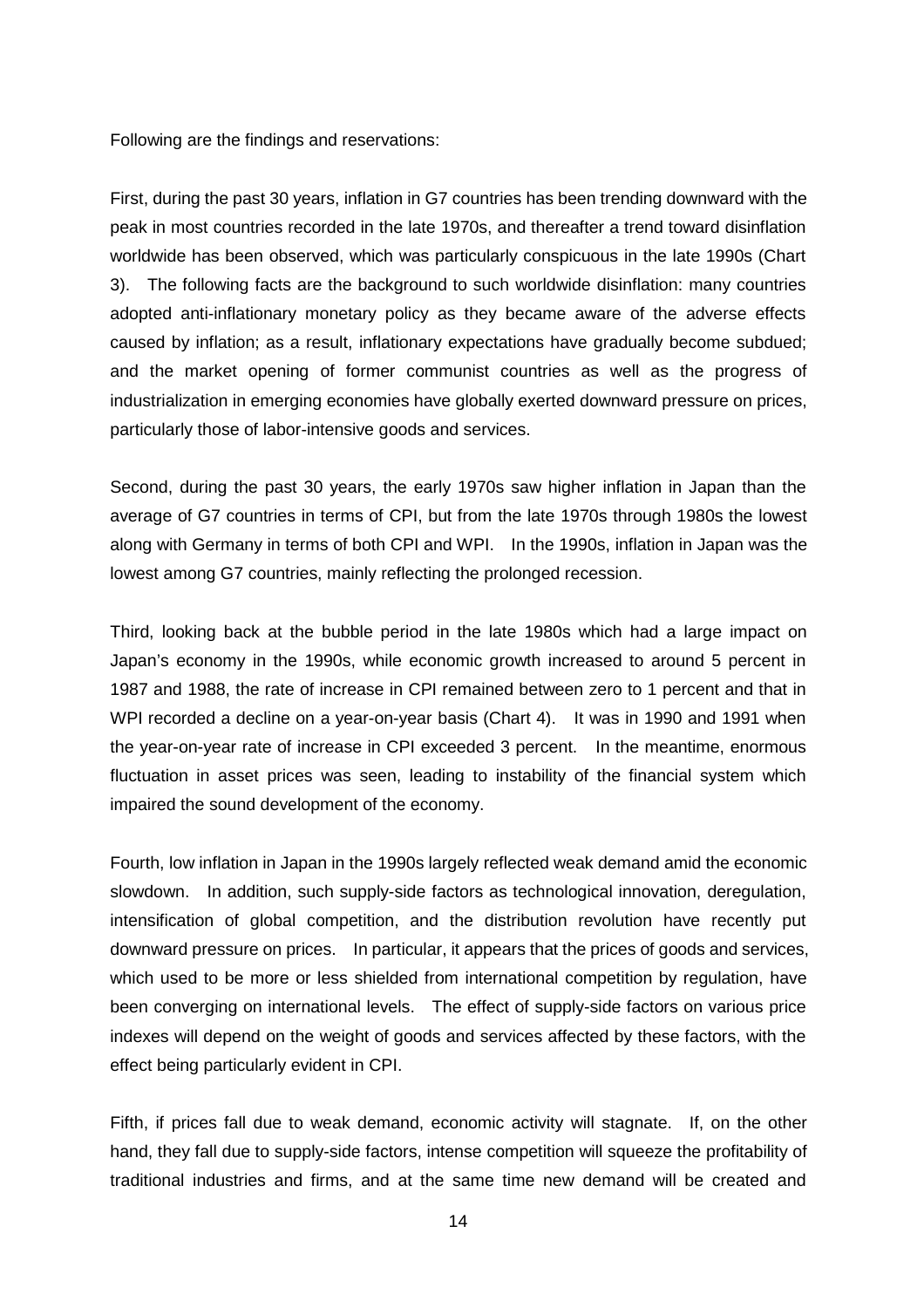Following are the findings and reservations:

First, during the past 30 years, inflation in G7 countries has been trending downward with the peak in most countries recorded in the late 1970s, and thereafter a trend toward disinflation worldwide has been observed, which was particularly conspicuous in the late 1990s (Chart 3). The following facts are the background to such worldwide disinflation: many countries adopted anti-inflationary monetary policy as they became aware of the adverse effects caused by inflation; as a result, inflationary expectations have gradually become subdued; and the market opening of former communist countries as well as the progress of industrialization in emerging economies have globally exerted downward pressure on prices, particularly those of labor-intensive goods and services.

Second, during the past 30 years, the early 1970s saw higher inflation in Japan than the average of G7 countries in terms of CPI, but from the late 1970s through 1980s the lowest along with Germany in terms of both CPI and WPI. In the 1990s, inflation in Japan was the lowest among G7 countries, mainly reflecting the prolonged recession.

Third, looking back at the bubble period in the late 1980s which had a large impact on Japan's economy in the 1990s, while economic growth increased to around 5 percent in 1987 and 1988, the rate of increase in CPI remained between zero to 1 percent and that in WPI recorded a decline on a year-on-year basis (Chart 4). It was in 1990 and 1991 when the year-on-year rate of increase in CPI exceeded 3 percent. In the meantime, enormous fluctuation in asset prices was seen, leading to instability of the financial system which impaired the sound development of the economy.

Fourth, low inflation in Japan in the 1990s largely reflected weak demand amid the economic slowdown. In addition, such supply-side factors as technological innovation, deregulation, intensification of global competition, and the distribution revolution have recently put downward pressure on prices. In particular, it appears that the prices of goods and services, which used to be more or less shielded from international competition by regulation, have been converging on international levels. The effect of supply-side factors on various price indexes will depend on the weight of goods and services affected by these factors, with the effect being particularly evident in CPI.

Fifth, if prices fall due to weak demand, economic activity will stagnate. If, on the other hand, they fall due to supply-side factors, intense competition will squeeze the profitability of traditional industries and firms, and at the same time new demand will be created and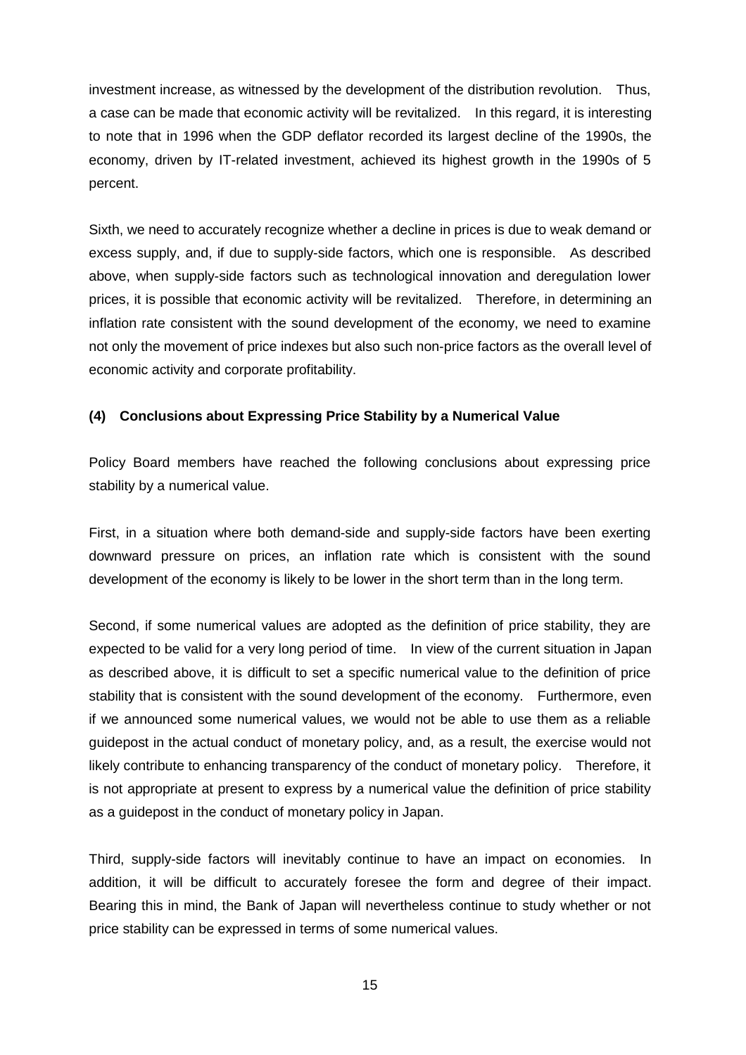investment increase, as witnessed by the development of the distribution revolution. Thus, a case can be made that economic activity will be revitalized. In this regard, it is interesting to note that in 1996 when the GDP deflator recorded its largest decline of the 1990s, the economy, driven by IT-related investment, achieved its highest growth in the 1990s of 5 percent.

Sixth, we need to accurately recognize whether a decline in prices is due to weak demand or excess supply, and, if due to supply-side factors, which one is responsible. As described above, when supply-side factors such as technological innovation and deregulation lower prices, it is possible that economic activity will be revitalized. Therefore, in determining an inflation rate consistent with the sound development of the economy, we need to examine not only the movement of price indexes but also such non-price factors as the overall level of economic activity and corporate profitability.

### (4) Conclusions about Expressing Price Stability by a Numerical Value

Policy Board members have reached the following conclusions about expressing price stability by a numerical value.

First, in a situation where both demand-side and supply-side factors have been exerting downward pressure on prices, an inflation rate which is consistent with the sound development of the economy is likely to be lower in the short term than in the long term.

Second, if some numerical values are adopted as the definition of price stability, they are expected to be valid for a very long period of time. In view of the current situation in Japan as described above, it is difficult to set a specific numerical value to the definition of price stability that is consistent with the sound development of the economy. Furthermore, even if we announced some numerical values, we would not be able to use them as a reliable guidepost in the actual conduct of monetary policy, and, as a result, the exercise would not likely contribute to enhancing transparency of the conduct of monetary policy. Therefore, it is not appropriate at present to express by a numerical value the definition of price stability as a guidepost in the conduct of monetary policy in Japan.

Third, supply-side factors will inevitably continue to have an impact on economies. In addition, it will be difficult to accurately foresee the form and degree of their impact. Bearing this in mind, the Bank of Japan will nevertheless continue to study whether or not price stability can be expressed in terms of some numerical values.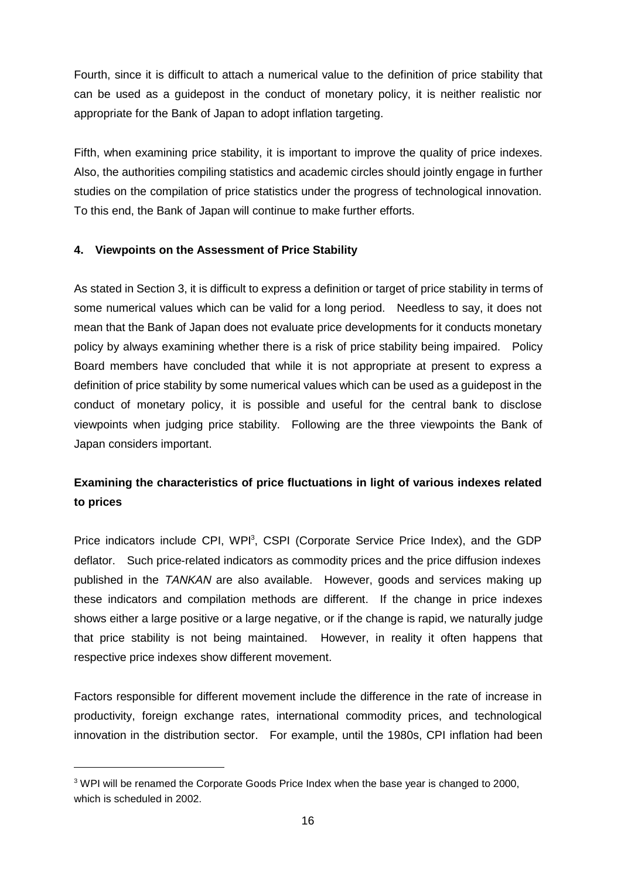Fourth, since it is difficult to attach a numerical value to the definition of price stability that can be used as a guidepost in the conduct of monetary policy, it is neither realistic nor appropriate for the Bank of Japan to adopt inflation targeting.

Fifth, when examining price stability, it is important to improve the quality of price indexes. Also, the authorities compiling statistics and academic circles should jointly engage in further studies on the compilation of price statistics under the progress of technological innovation. To this end, the Bank of Japan will continue to make further efforts.

## 4. Viewpoints on the Assessment of Price Stability

As stated in Section 3, it is difficult to express a definition or target of price stability in terms of some numerical values which can be valid for a long period. Needless to say, it does not mean that the Bank of Japan does not evaluate price developments for it conducts monetary policy by always examining whether there is a risk of price stability being impaired. Policy Board members have concluded that while it is not appropriate at present to express a definition of price stability by some numerical values which can be used as a guidepost in the conduct of monetary policy, it is possible and useful for the central bank to disclose viewpoints when judging price stability. Following are the three viewpoints the Bank of Japan considers important.

### Examining the characteristics of price fluctuations in light of various indexes related to prices

Price indicators include CPI, WPI[3], CSPI (Corporate Service Price Index), and the GDP deflator. Such price-related indicators as commodity prices and the price diffusion indexes published in the *TANKAN* are also available. However, goods and services making up these indicators and compilation methods are different. If the change in price indexes shows either a large positive or a large negative, or if the change is rapid, we naturally judge that price stability is not being maintained. However, in reality it often happens that respective price indexes show different movement.

Factors responsible for different movement include the difference in the rate of increase in productivity, foreign exchange rates, international commodity prices, and technological innovation in the distribution sector. For example, until the 1980s, CPI inflation had been

[3] WPI will be renamed the Corporate Goods Price Index when the base year is changed to 2000, which is scheduled in 2002.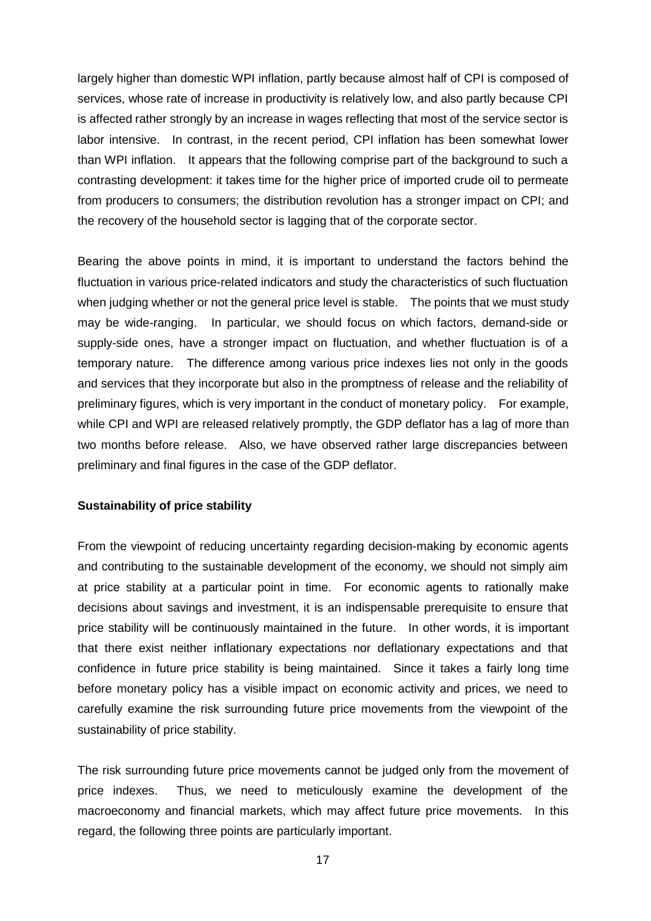largely higher than domestic WPI inflation, partly because almost half of CPI is composed of services, whose rate of increase in productivity is relatively low, and also partly because CPI is affected rather strongly by an increase in wages reflecting that most of the service sector is labor intensive. In contrast, in the recent period, CPI inflation has been somewhat lower than WPI inflation. It appears that the following comprise part of the background to such a contrasting development: it takes time for the higher price of imported crude oil to permeate from producers to consumers; the distribution revolution has a stronger impact on CPI; and the recovery of the household sector is lagging that of the corporate sector.

Bearing the above points in mind, it is important to understand the factors behind the fluctuation in various price-related indicators and study the characteristics of such fluctuation when judging whether or not the general price level is stable. The points that we must study may be wide-ranging. In particular, we should focus on which factors, demand-side or supply-side ones, have a stronger impact on fluctuation, and whether fluctuation is of a temporary nature. The difference among various price indexes lies not only in the goods and services that they incorporate but also in the promptness of release and the reliability of preliminary figures, which is very important in the conduct of monetary policy. For example, while CPI and WPI are released relatively promptly, the GDP deflator has a lag of more than two months before release. Also, we have observed rather large discrepancies between preliminary and final figures in the case of the GDP deflator.

**Sustainability of price stability**

From the viewpoint of reducing uncertainty regarding decision-making by economic agents and contributing to the sustainable development of the economy, we should not simply aim at price stability at a particular point in time. For economic agents to rationally make decisions about savings and investment, it is an indispensable prerequisite to ensure that price stability will be continuously maintained in the future. In other words, it is important that there exist neither inflationary expectations nor deflationary expectations and that confidence in future price stability is being maintained. Since it takes a fairly long time before monetary policy has a visible impact on economic activity and prices, we need to carefully examine the risk surrounding future price movements from the viewpoint of the sustainability of price stability.

The risk surrounding future price movements cannot be judged only from the movement of price indexes. Thus, we need to meticulously examine the development of the macroeconomy and financial markets, which may affect future price movements. In this regard, the following three points are particularly important.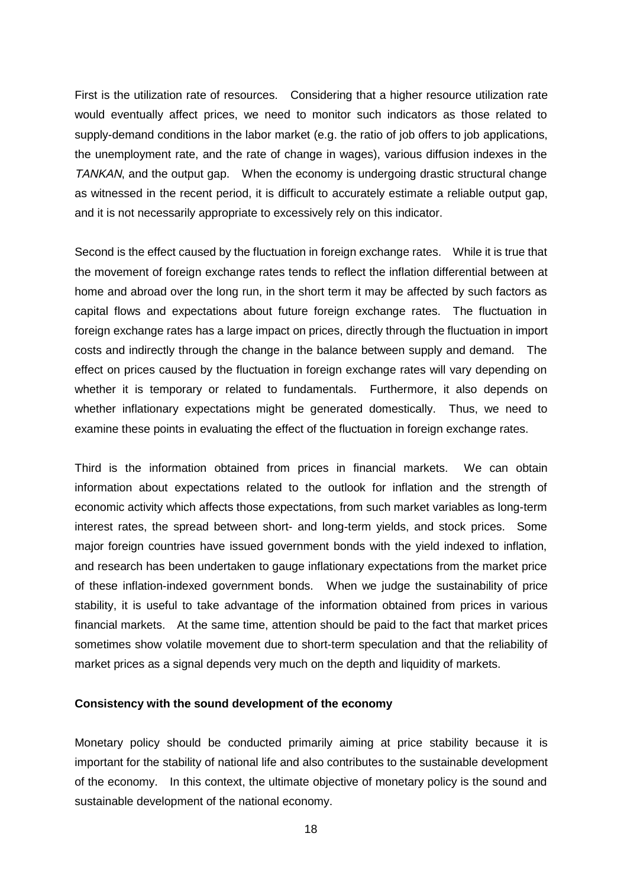First is the utilization rate of resources. Considering that a higher resource utilization rate would eventually affect prices, we need to monitor such indicators as those related to supply-demand conditions in the labor market (e.g. the ratio of job offers to job applications, the unemployment rate, and the rate of change in wages), various diffusion indexes in the *TANKAN*, and the output gap. When the economy is undergoing drastic structural change as witnessed in the recent period, it is difficult to accurately estimate a reliable output gap, and it is not necessarily appropriate to excessively rely on this indicator.

Second is the effect caused by the fluctuation in foreign exchange rates. While it is true that the movement of foreign exchange rates tends to reflect the inflation differential between at home and abroad over the long run, in the short term it may be affected by such factors as capital flows and expectations about future foreign exchange rates. The fluctuation in foreign exchange rates has a large impact on prices, directly through the fluctuation in import costs and indirectly through the change in the balance between supply and demand. The effect on prices caused by the fluctuation in foreign exchange rates will vary depending on whether it is temporary or related to fundamentals. Furthermore, it also depends on whether inflationary expectations might be generated domestically. Thus, we need to examine these points in evaluating the effect of the fluctuation in foreign exchange rates.

Third is the information obtained from prices in financial markets. We can obtain information about expectations related to the outlook for inflation and the strength of economic activity which affects those expectations, from such market variables as long-term interest rates, the spread between short- and long-term yields, and stock prices. Some major foreign countries have issued government bonds with the yield indexed to inflation, and research has been undertaken to gauge inflationary expectations from the market price of these inflation-indexed government bonds. When we judge the sustainability of price stability, it is useful to take advantage of the information obtained from prices in various financial markets. At the same time, attention should be paid to the fact that market prices sometimes show volatile movement due to short-term speculation and that the reliability of market prices as a signal depends very much on the depth and liquidity of markets.

**Consistency with the sound development of the economy**

Monetary policy should be conducted primarily aiming at price stability because it is important for the stability of national life and also contributes to the sustainable development of the economy. In this context, the ultimate objective of monetary policy is the sound and sustainable development of the national economy.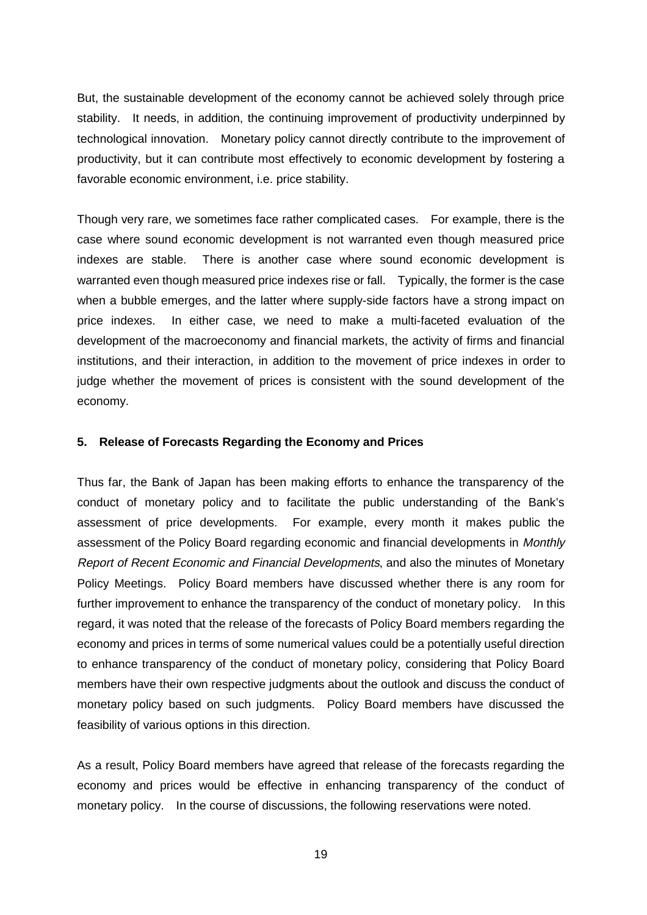But, the sustainable development of the economy cannot be achieved solely through price stability. It needs, in addition, the continuing improvement of productivity underpinned by technological innovation. Monetary policy cannot directly contribute to the improvement of productivity, but it can contribute most effectively to economic development by fostering a favorable economic environment, i.e. price stability.

Though very rare, we sometimes face rather complicated cases. For example, there is the case where sound economic development is not warranted even though measured price indexes are stable. There is another case where sound economic development is warranted even though measured price indexes rise or fall. Typically, the former is the case when a bubble emerges, and the latter where supply-side factors have a strong impact on price indexes. In either case, we need to make a multi-faceted evaluation of the development of the macroeconomy and financial markets, the activity of firms and financial institutions, and their interaction, in addition to the movement of price indexes in order to judge whether the movement of prices is consistent with the sound development of the economy.

### 5. Release of Forecasts Regarding the Economy and Prices

Thus far, the Bank of Japan has been making efforts to enhance the transparency of the conduct of monetary policy and to facilitate the public understanding of the Bank's assessment of price developments. For example, every month it makes public the assessment of the Policy Board regarding economic and financial developments in *Monthly Report of Recent Economic and Financial Developments*, and also the minutes of Monetary Policy Meetings. Policy Board members have discussed whether there is any room for further improvement to enhance the transparency of the conduct of monetary policy. In this regard, it was noted that the release of the forecasts of Policy Board members regarding the economy and prices in terms of some numerical values could be a potentially useful direction to enhance transparency of the conduct of monetary policy, considering that Policy Board members have their own respective judgments about the outlook and discuss the conduct of monetary policy based on such judgments. Policy Board members have discussed the feasibility of various options in this direction.

As a result, Policy Board members have agreed that release of the forecasts regarding the economy and prices would be effective in enhancing transparency of the conduct of monetary policy. In the course of discussions, the following reservations were noted.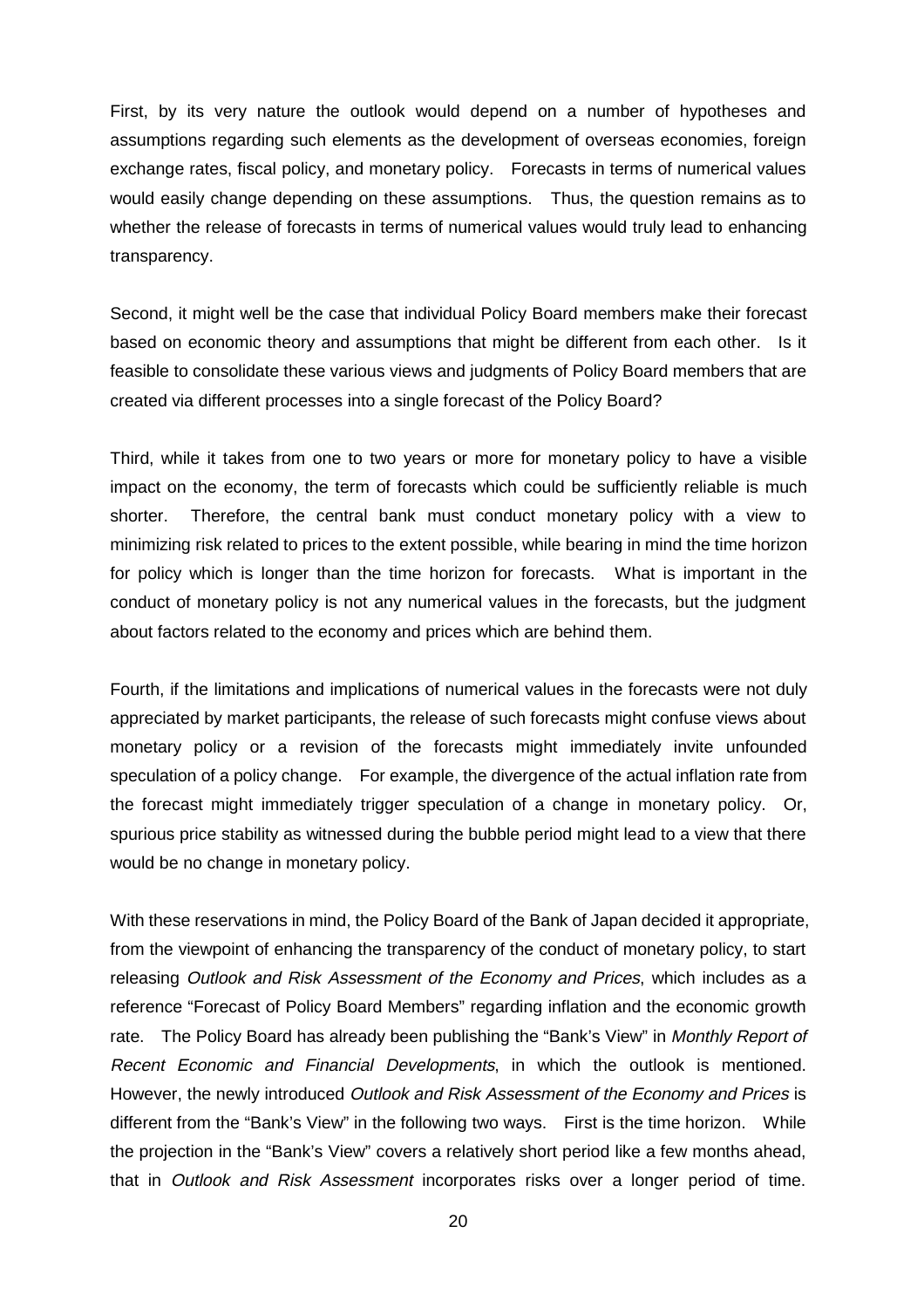First, by its very nature the outlook would depend on a number of hypotheses and assumptions regarding such elements as the development of overseas economies, foreign exchange rates, fiscal policy, and monetary policy. Forecasts in terms of numerical values would easily change depending on these assumptions. Thus, the question remains as to whether the release of forecasts in terms of numerical values would truly lead to enhancing transparency.

Second, it might well be the case that individual Policy Board members make their forecast based on economic theory and assumptions that might be different from each other. Is it feasible to consolidate these various views and judgments of Policy Board members that are created via different processes into a single forecast of the Policy Board?

Third, while it takes from one to two years or more for monetary policy to have a visible impact on the economy, the term of forecasts which could be sufficiently reliable is much shorter. Therefore, the central bank must conduct monetary policy with a view to minimizing risk related to prices to the extent possible, while bearing in mind the time horizon for policy which is longer than the time horizon for forecasts. What is important in the conduct of monetary policy is not any numerical values in the forecasts, but the judgment about factors related to the economy and prices which are behind them.

Fourth, if the limitations and implications of numerical values in the forecasts were not duly appreciated by market participants, the release of such forecasts might confuse views about monetary policy or a revision of the forecasts might immediately invite unfounded speculation of a policy change. For example, the divergence of the actual inflation rate from the forecast might immediately trigger speculation of a change in monetary policy. Or, spurious price stability as witnessed during the bubble period might lead to a view that there would be no change in monetary policy.

With these reservations in mind, the Policy Board of the Bank of Japan decided it appropriate, from the viewpoint of enhancing the transparency of the conduct of monetary policy, to start releasing *Outlook and Risk Assessment of the Economy and Prices*, which includes as a reference "Forecast of Policy Board Members" regarding inflation and the economic growth rate. The Policy Board has already been publishing the "Bank's View" in *Monthly Report of Recent Economic and Financial Developments*, in which the outlook is mentioned. However, the newly introduced *Outlook and Risk Assessment of the Economy and Prices* is different from the "Bank's View" in the following two ways. First is the time horizon. While the projection in the "Bank's View" covers a relatively short period like a few months ahead, that in *Outlook and Risk Assessment* incorporates risks over a longer period of time.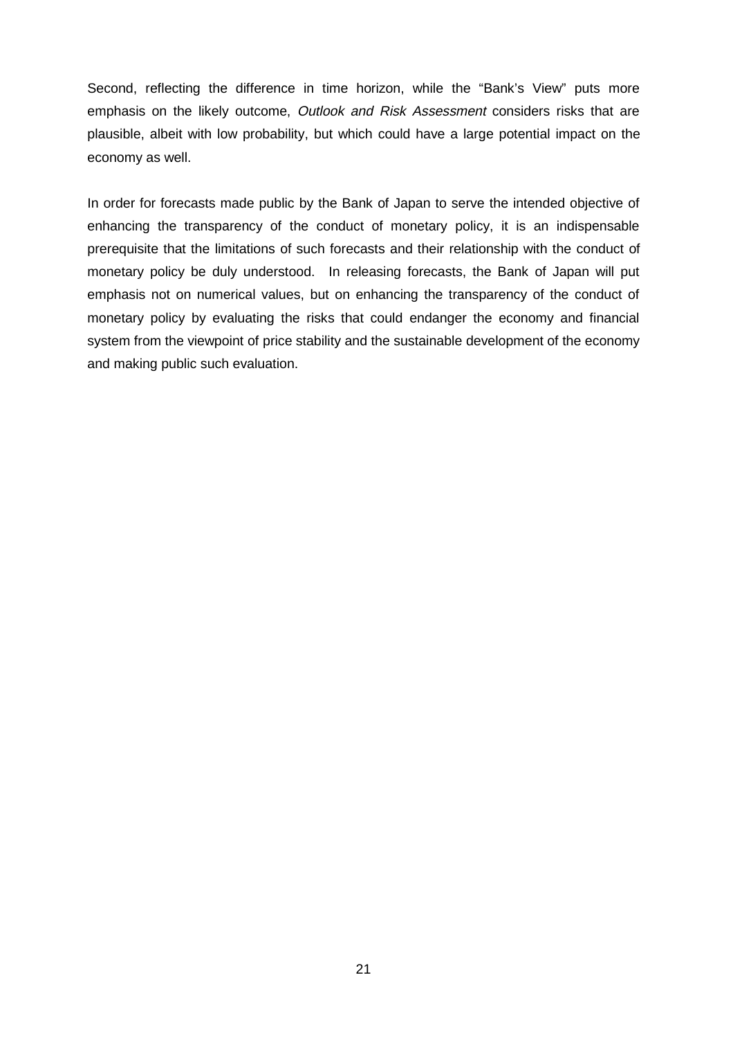Second, reflecting the difference in time horizon, while the “Bank’s View” puts more emphasis on the likely outcome, *Outlook and Risk Assessment* considers risks that are plausible, albeit with low probability, but which could have a large potential impact on the economy as well.

In order for forecasts made public by the Bank of Japan to serve the intended objective of enhancing the transparency of the conduct of monetary policy, it is an indispensable prerequisite that the limitations of such forecasts and their relationship with the conduct of monetary policy be duly understood. In releasing forecasts, the Bank of Japan will put emphasis not on numerical values, but on enhancing the transparency of the conduct of monetary policy by evaluating the risks that could endanger the economy and financial system from the viewpoint of price stability and the sustainable development of the economy and making public such evaluation.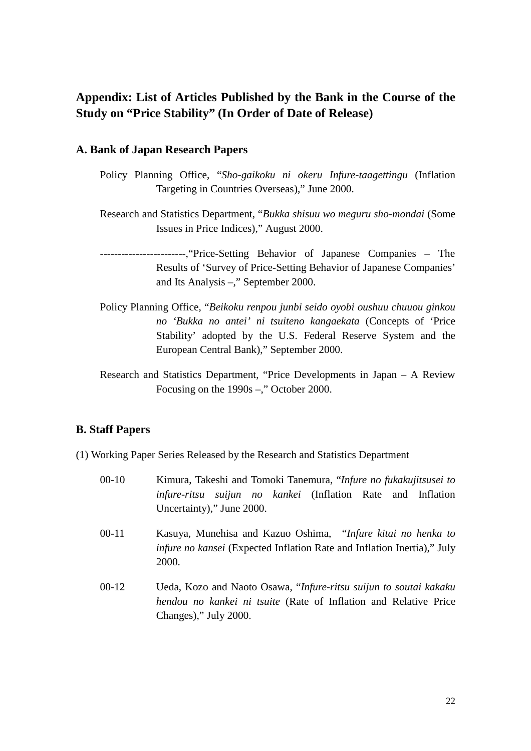## Appendix: List of Articles Published by the Bank in the Course of the Study on "Price Stability" (In Order of Date of Release)

### A. Bank of Japan Research Papers

Policy Planning Office, "*Sho-gaikoku ni okeru Infure-taagettingu* (Inflation Targeting in Countries Overseas)," June 2000.

Research and Statistics Department, "*Bukka shisuu wo meguru sho-mondai* (Some Issues in Price Indices)," August 2000.

------------------------,"Price-Setting Behavior of Japanese Companies – The Results of 'Survey of Price-Setting Behavior of Japanese Companies' and Its Analysis –," September 2000.

Policy Planning Office, "*Beikoku renpou junbi seido oyobi oushuu chuuou ginkou no 'Bukka no antei' ni tsuiteno kangaekata* (Concepts of 'Price Stability' adopted by the U.S. Federal Reserve System and the European Central Bank)," September 2000.

Research and Statistics Department, "Price Developments in Japan – A Review Focusing on the 1990s –," October 2000.

### B. Staff Papers

(1) Working Paper Series Released by the Research and Statistics Department

00-10 Kimura, Takeshi and Tomoki Tanemura, "*Infure no fukakujitsusei to infure-ritsu suijun no kankei* (Inflation Rate and Inflation Uncertainty)," June 2000.

00-11 Kasuya, Munehisa and Kazuo Oshima, "*Infure kitai no henka to infure no kansei* (Expected Inflation Rate and Inflation Inertia)," July 2000.

00-12 Ueda, Kozo and Naoto Osawa, "*Infure-ritsu suijun to soutai kakaku hendou no kankei ni tsuite* (Rate of Inflation and Relative Price Changes)," July 2000.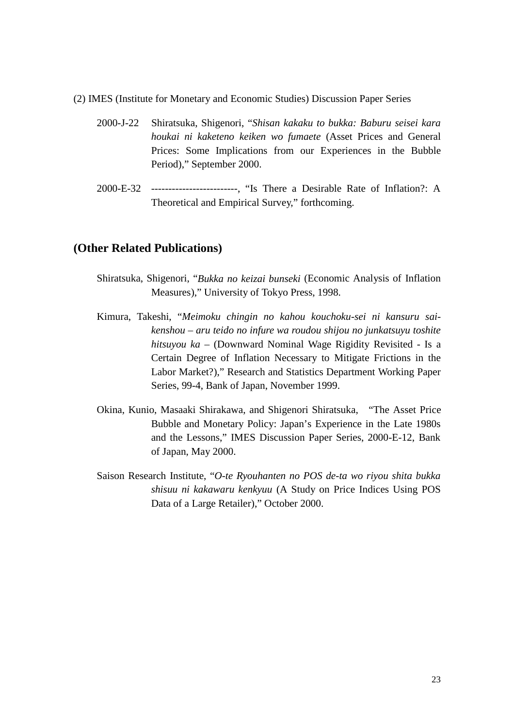(2) IMES (Institute for Monetary and Economic Studies) Discussion Paper Series

2000-J-22 Shiratsuka, Shigenori, "*Shisan kakaku to bukka: Baburu seisei kara houkai ni kaketeno keiken wo fumaete* (Asset Prices and General Prices: Some Implications from our Experiences in the Bubble Period)," September 2000.

2000-E-32 -------------------------, "Is There a Desirable Rate of Inflation?: A Theoretical and Empirical Survey," forthcoming.

## (Other Related Publications)

Shiratsuka, Shigenori, "*Bukka no keizai bunseki* (Economic Analysis of Inflation Measures)," University of Tokyo Press, 1998.

Kimura, Takeshi, "*Meimoku chingin no kahou kouchoku-sei ni kansuru sai-kenshou – aru teido no infure wa roudou shijou no junkatsuyu toshite hitsuyou ka* – (Downward Nominal Wage Rigidity Revisited - Is a Certain Degree of Inflation Necessary to Mitigate Frictions in the Labor Market?)," Research and Statistics Department Working Paper Series, 99-4, Bank of Japan, November 1999.

Okina, Kunio, Masaaki Shirakawa, and Shigenori Shiratsuka, "The Asset Price Bubble and Monetary Policy: Japan's Experience in the Late 1980s and the Lessons," IMES Discussion Paper Series, 2000-E-12, Bank of Japan, May 2000.

Saison Research Institute, "*O-te Ryouhanten no POS de-ta wo riyou shita bukka shisuu ni kakawaru kenkyuu* (A Study on Price Indices Using POS Data of a Large Retailer)," October 2000.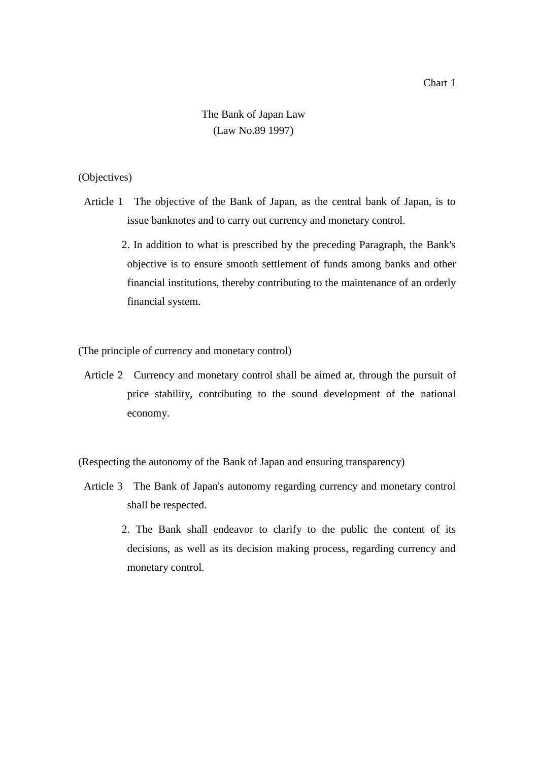Chart 1

# The Bank of Japan Law
(Law No.89 1997)

(Objectives)

Article 1 The objective of the Bank of Japan, as the central bank of Japan, is to issue banknotes and to carry out currency and monetary control.

2. In addition to what is prescribed by the preceding Paragraph, the Bank's objective is to ensure smooth settlement of funds among banks and other financial institutions, thereby contributing to the maintenance of an orderly financial system.

(The principle of currency and monetary control)

Article 2 Currency and monetary control shall be aimed at, through the pursuit of price stability, contributing to the sound development of the national economy.

(Respecting the autonomy of the Bank of Japan and ensuring transparency)

Article 3 The Bank of Japan's autonomy regarding currency and monetary control shall be respected.

2. The Bank shall endeavor to clarify to the public the content of its decisions, as well as its decision making process, regarding currency and monetary control.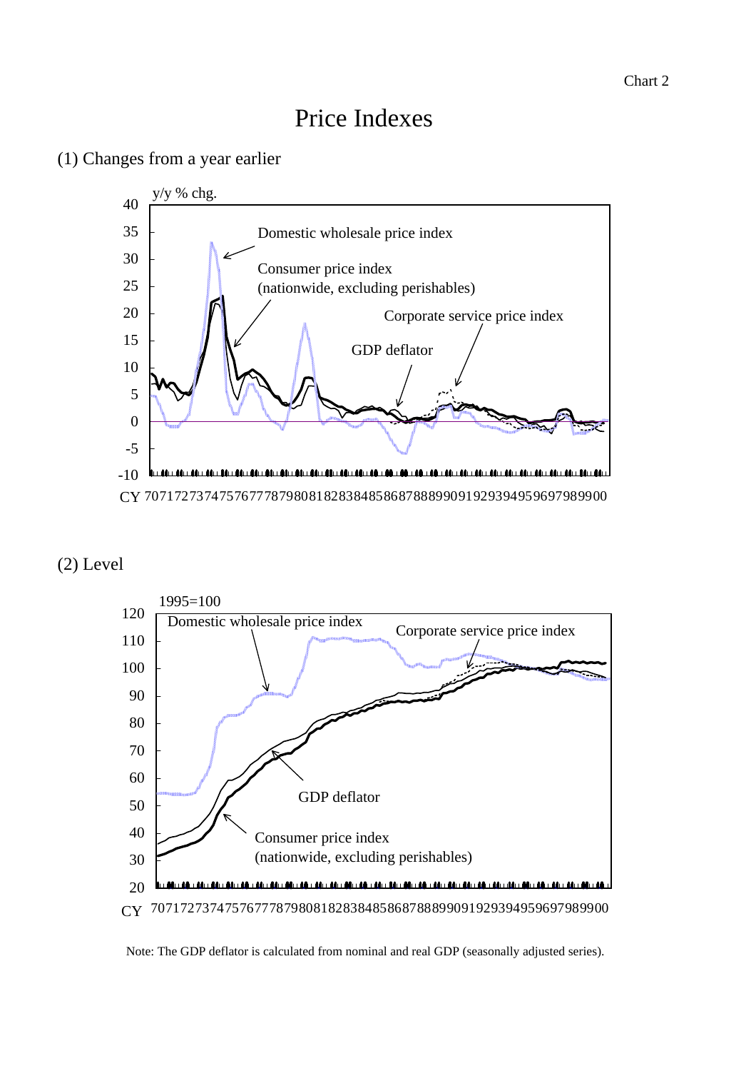Chart 2

# Price Indexes

## (1) Changes from a year earlier

y/y % chg.

Domestic wholesale price index

Consumer price index (nationwide, excluding perishables)

Corporate service price index

GDP deflator

CY 707172737475767778798081828384858687888990919293949596979899 00

## (2) Level

1995=100

Domestic wholesale price index

Corporate service price index

GDP deflator

Consumer price index (nationwide, excluding perishables)

CY 707172737475767778798081828384858687888990919293949596979899 00

Note: The GDP deflator is calculated from nominal and real GDP (seasonally adjusted series).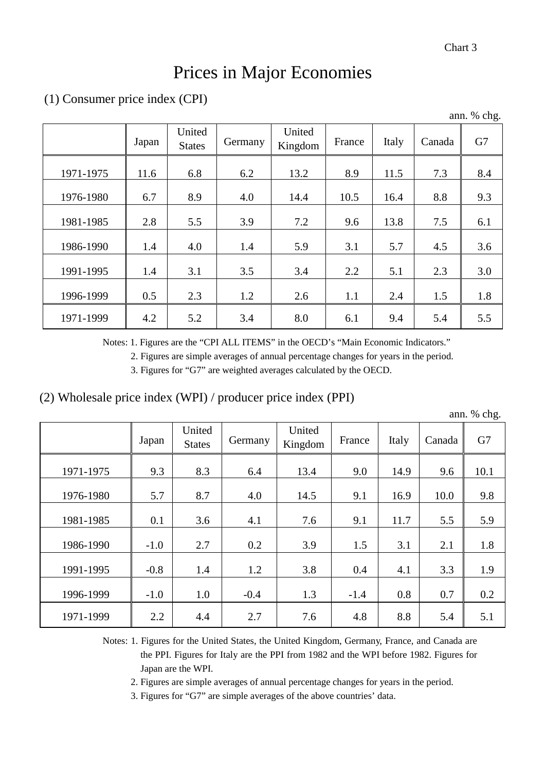Chart 3

# Prices in Major Economies

## (1) Consumer price index (CPI)

ann. % chg.

| | Japan | United States | Germany | United Kingdom | France | Italy | Canada | G7 |
|---|---|---|---|---|---|---|---|---|
| 1971-1975 | 11.6 | 6.8 | 6.2 | 13.2 | 8.9 | 11.5 | 7.3 | 8.4 |
| 1976-1980 | 6.7 | 8.9 | 4.0 | 14.4 | 10.5 | 16.4 | 8.8 | 9.3 |
| 1981-1985 | 2.8 | 5.5 | 3.9 | 7.2 | 9.6 | 13.8 | 7.5 | 6.1 |
| 1986-1990 | 1.4 | 4.0 | 1.4 | 5.9 | 3.1 | 5.7 | 4.5 | 3.6 |
| 1991-1995 | 1.4 | 3.1 | 3.5 | 3.4 | 2.2 | 5.1 | 2.3 | 3.0 |
| 1996-1999 | 0.5 | 2.3 | 1.2 | 2.6 | 1.1 | 2.4 | 1.5 | 1.8 |
| 1971-1999 | 4.2 | 5.2 | 3.4 | 8.0 | 6.1 | 9.4 | 5.4 | 5.5 |

Notes: 1. Figures are the "CPI ALL ITEMS" in the OECD's "Main Economic Indicators."
2. Figures are simple averages of annual percentage changes for years in the period.
3. Figures for "G7" are weighted averages calculated by the OECD.

## (2) Wholesale price index (WPI) / producer price index (PPI)

ann. % chg.

| | Japan | United States | Germany | United Kingdom | France | Italy | Canada | G7 |
|---|---|---|---|---|---|---|---|---|
| 1971-1975 | 9.3 | 8.3 | 6.4 | 13.4 | 9.0 | 14.9 | 9.6 | 10.1 |
| 1976-1980 | 5.7 | 8.7 | 4.0 | 14.5 | 9.1 | 16.9 | 10.0 | 9.8 |
| 1981-1985 | 0.1 | 3.6 | 4.1 | 7.6 | 9.1 | 11.7 | 5.5 | 5.9 |
| 1986-1990 | -1.0 | 2.7 | 0.2 | 3.9 | 1.5 | 3.1 | 2.1 | 1.8 |
| 1991-1995 | -0.8 | 1.4 | 1.2 | 3.8 | 0.4 | 4.1 | 3.3 | 1.9 |
| 1996-1999 | -1.0 | 1.0 | -0.4 | 1.3 | -1.4 | 0.8 | 0.7 | 0.2 |
| 1971-1999 | 2.2 | 4.4 | 2.7 | 7.6 | 4.8 | 8.8 | 5.4 | 5.1 |

Notes: 1. Figures for the United States, the United Kingdom, Germany, France, and Canada are the PPI. Figures for Italy are the PPI from 1982 and the WPI before 1982. Figures for Japan are the WPI.
2. Figures are simple averages of annual percentage changes for years in the period.
3. Figures for "G7" are simple averages of the above countries' data.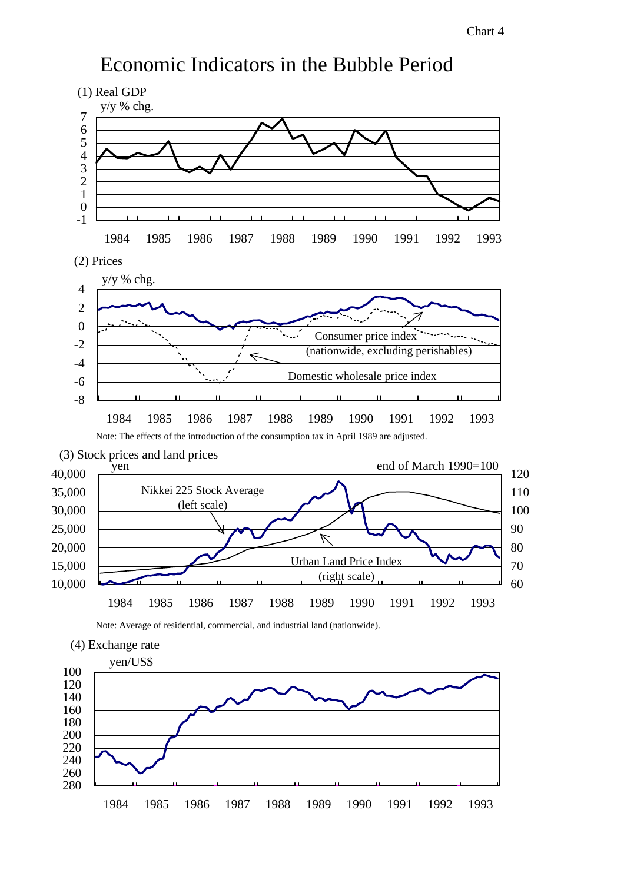Chart 4

# Economic Indicators in the Bubble Period

(1) Real GDP

y/y % chg.

7
6
5
4
3
2
1
0
-1

1984 1985 1986 1987 1988 1989 1990 1991 1992 1993

(2) Prices

y/y % chg.

4
2
0
-2
-4
-6
-8

Consumer price index
(nationwide, excluding perishables)

Domestic wholesale price index

1984 1985 1986 1987 1988 1989 1990 1991 1992 1993

Note: The effects of the introduction of the consumption tax in April 1989 are adjusted.

(3) Stock prices and land prices

yen

end of March 1990=100

40,000
35,000
30,000
25,000
20,000
15,000
10,000

120
110
100
90
80
70
60

Nikkei 225 Stock Average
(left scale)

Urban Land Price Index
(right scale)

1984 1985 1986 1987 1988 1989 1990 1991 1992 1993

Note: Average of residential, commercial, and industrial land (nationwide).

(4) Exchange rate

yen/US$

100
120
140
160
180
200
220
240
260
280

1984 1985 1986 1987 1988 1989 1990 1991 1992 1993